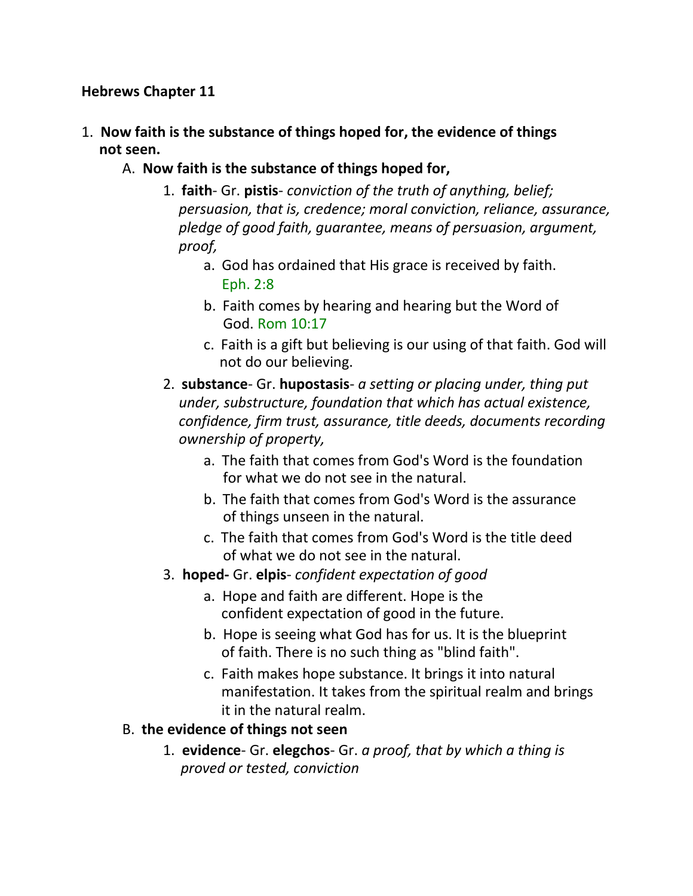**Hebrews Chapter 11**

1. **Now faith is the substance of things hoped for, the evidence of things not seen.**
    A. **Now faith is the substance of things hoped for,**
        1. **faith**- Gr. **pistis**- *conviction of the truth of anything, belief; persuasion, that is, credence; moral conviction, reliance, assurance, pledge of good faith, guarantee, means of persuasion, argument, proof,*
            a. God has ordained that His grace is received by faith. Eph. 2:8
            b. Faith comes by hearing and hearing but the Word of God. Rom 10:17
            c. Faith is a gift but believing is our using of that faith. God will not do our believing.
        2. **substance**- Gr. **hupostasis**- *a setting or placing under, thing put under, substructure, foundation that which has actual existence, confidence, firm trust, assurance, title deeds, documents recording ownership of property,*
            a. The faith that comes from God's Word is the foundation for what we do not see in the natural.
            b. The faith that comes from God's Word is the assurance of things unseen in the natural.
            c. The faith that comes from God's Word is the title deed of what we do not see in the natural.
        3. **hoped-** Gr. **elpis**- *confident expectation of good*
            a. Hope and faith are different. Hope is the confident expectation of good in the future.
            b. Hope is seeing what God has for us. It is the blueprint of faith. There is no such thing as "blind faith".
            c. Faith makes hope substance. It brings it into natural manifestation. It takes from the spiritual realm and brings it in the natural realm.
    B. **the evidence of things not seen**
        1. **evidence**- Gr. **elegchos**- Gr. *a proof, that by which a thing is proved or tested, conviction*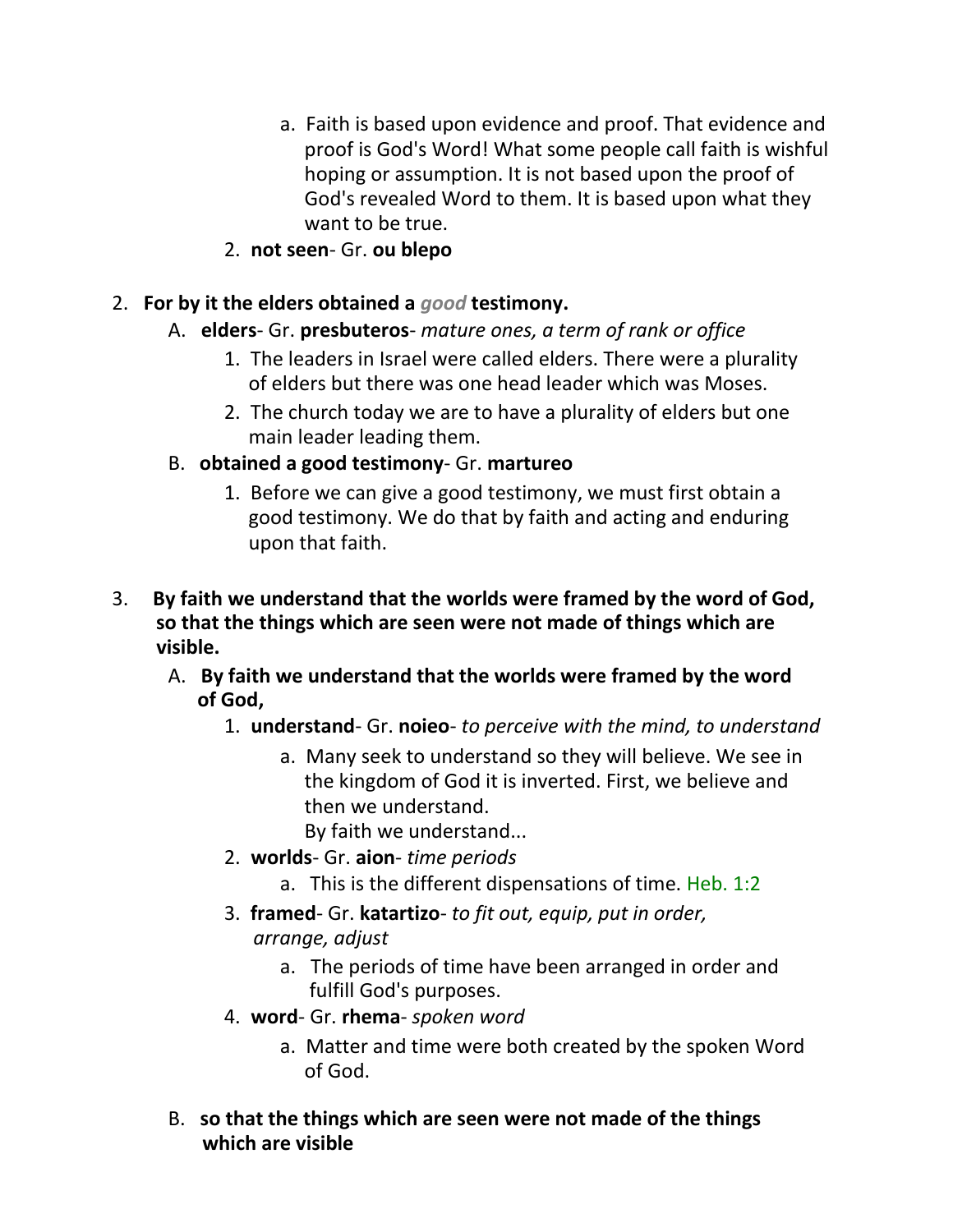a. Faith is based upon evidence and proof. That evidence and proof is God's Word! What some people call faith is wishful hoping or assumption. It is not based upon the proof of God's revealed Word to them. It is based upon what they want to be true.

2. **not seen**- Gr. **ou blepo**

2. **For by it the elders obtained a *good* testimony.**

   A. **elders**- Gr. **presbuteros**- *mature ones, a term of rank or office*

      1. The leaders in Israel were called elders. There were a plurality of elders but there was one head leader which was Moses.
      2. The church today we are to have a plurality of elders but one main leader leading them.

   B. **obtained a good testimony**- Gr. **martureo**

      1. Before we can give a good testimony, we must first obtain a good testimony. We do that by faith and acting and enduring upon that faith.

3. **By faith we understand that the worlds were framed by the word of God, so that the things which are seen were not made of things which are visible.**

   A. **By faith we understand that the worlds were framed by the word of God,**

      1. **understand**- Gr. **noieo**- *to perceive with the mind, to understand*

         a. Many seek to understand so they will believe. We see in the kingdom of God it is inverted. First, we believe and then we understand.
         By faith we understand...

      2. **worlds**- Gr. **aion**- *time periods*

         a. This is the different dispensations of time. Heb. 1:2

      3. **framed**- Gr. **katartizo**- *to fit out, equip, put in order, arrange, adjust*

         a. The periods of time have been arranged in order and fulfill God's purposes.

      4. **word**- Gr. **rhema**- *spoken word*

         a. Matter and time were both created by the spoken Word of God.

   B. **so that the things which are seen were not made of the things which are visible**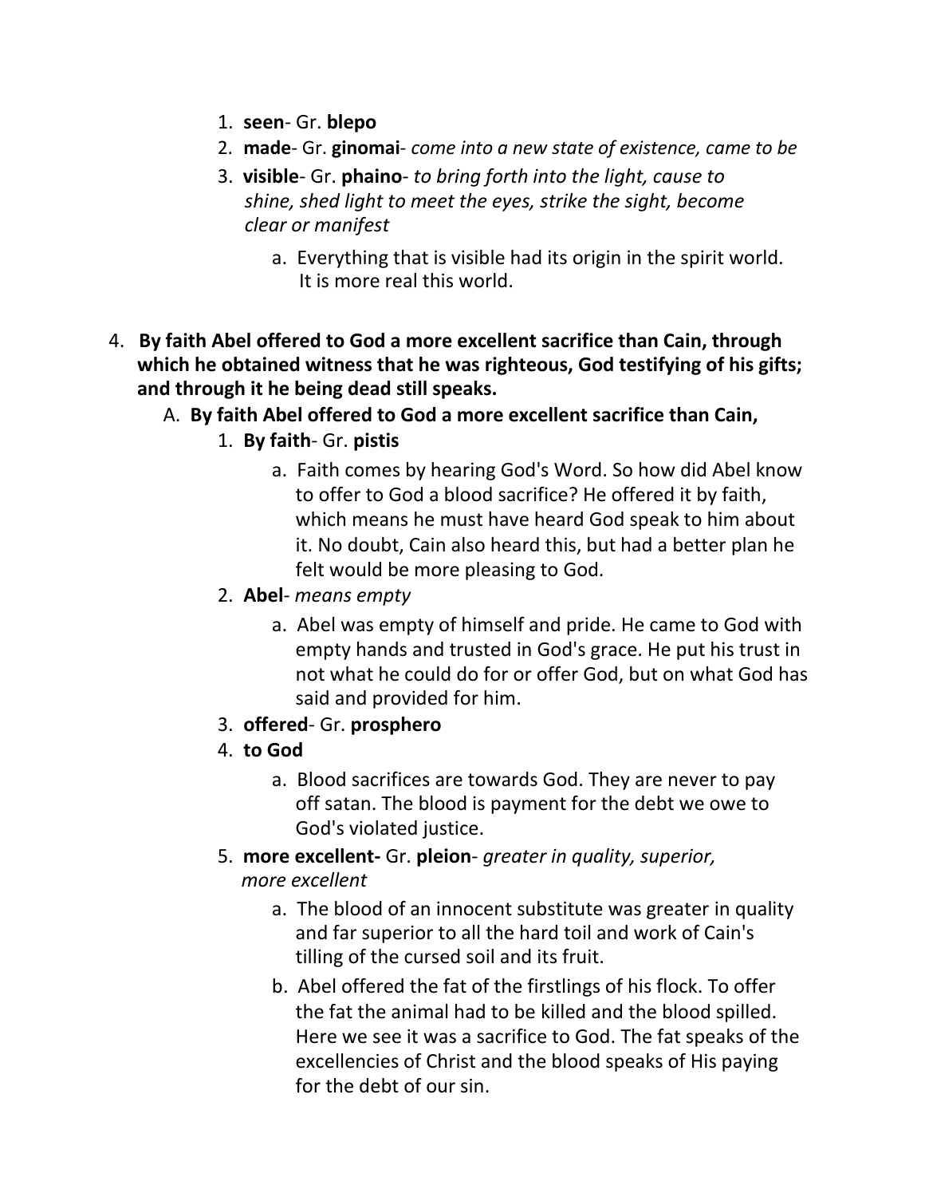1. **seen**- Gr. **blepo**
2. **made**- Gr. **ginomai**- *come into a new state of existence, came to be*
3. **visible**- Gr. **phaino**- *to bring forth into the light, cause to shine, shed light to meet the eyes, strike the sight, become clear or manifest*
    a. Everything that is visible had its origin in the spirit world. It is more real this world.

4. **By faith Abel offered to God a more excellent sacrifice than Cain, through which he obtained witness that he was righteous, God testifying of his gifts; and through it he being dead still speaks.**

   A. **By faith Abel offered to God a more excellent sacrifice than Cain,**

      1. **By faith**- Gr. **pistis**
         a. Faith comes by hearing God's Word. So how did Abel know to offer to God a blood sacrifice? He offered it by faith, which means he must have heard God speak to him about it. No doubt, Cain also heard this, but had a better plan he felt would be more pleasing to God.
      2. **Abel**- *means empty*
         a. Abel was empty of himself and pride. He came to God with empty hands and trusted in God's grace. He put his trust in not what he could do for or offer God, but on what God has said and provided for him.
      3. **offered**- Gr. **prosphero**
      4. **to God**
         a. Blood sacrifices are towards God. They are never to pay off satan. The blood is payment for the debt we owe to God's violated justice.
      5. **more excellent-** Gr. **pleion**- *greater in quality, superior, more excellent*
         a. The blood of an innocent substitute was greater in quality and far superior to all the hard toil and work of Cain's tilling of the cursed soil and its fruit.
         b. Abel offered the fat of the firstlings of his flock. To offer the fat the animal had to be killed and the blood spilled. Here we see it was a sacrifice to God. The fat speaks of the excellencies of Christ and the blood speaks of His paying for the debt of our sin.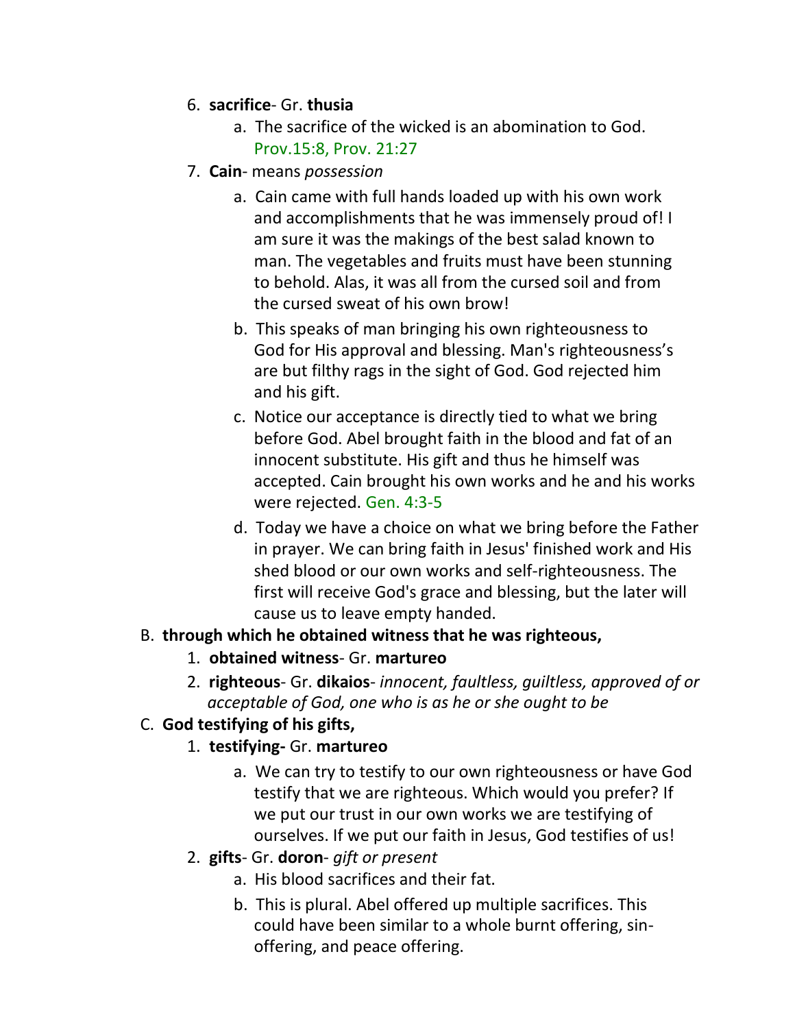6. **sacrifice**- Gr. **thusia**
    a. The sacrifice of the wicked is an abomination to God. Prov.15:8, Prov. 21:27
7. **Cain**- means *possession*
    a. Cain came with full hands loaded up with his own work and accomplishments that he was immensely proud of! I am sure it was the makings of the best salad known to man. The vegetables and fruits must have been stunning to behold. Alas, it was all from the cursed soil and from the cursed sweat of his own brow!
    b. This speaks of man bringing his own righteousness to God for His approval and blessing. Man's righteousness's are but filthy rags in the sight of God. God rejected him and his gift.
    c. Notice our acceptance is directly tied to what we bring before God. Abel brought faith in the blood and fat of an innocent substitute. His gift and thus he himself was accepted. Cain brought his own works and he and his works were rejected. Gen. 4:3-5
    d. Today we have a choice on what we bring before the Father in prayer. We can bring faith in Jesus' finished work and His shed blood or our own works and self-righteousness. The first will receive God's grace and blessing, but the later will cause us to leave empty handed.

B. **through which he obtained witness that he was righteous,**

1. **obtained witness**- Gr. **martureo**
2. **righteous**- Gr. **dikaios**- *innocent, faultless, guiltless, approved of or acceptable of God, one who is as he or she ought to be*

C. **God testifying of his gifts,**

1. **testifying-** Gr. **martureo**
    a. We can try to testify to our own righteousness or have God testify that we are righteous. Which would you prefer? If we put our trust in our own works we are testifying of ourselves. If we put our faith in Jesus, God testifies of us!
2. **gifts**- Gr. **doron**- *gift or present*
    a. His blood sacrifices and their fat.
    b. This is plural. Abel offered up multiple sacrifices. This could have been similar to a whole burnt offering, sin-offering, and peace offering.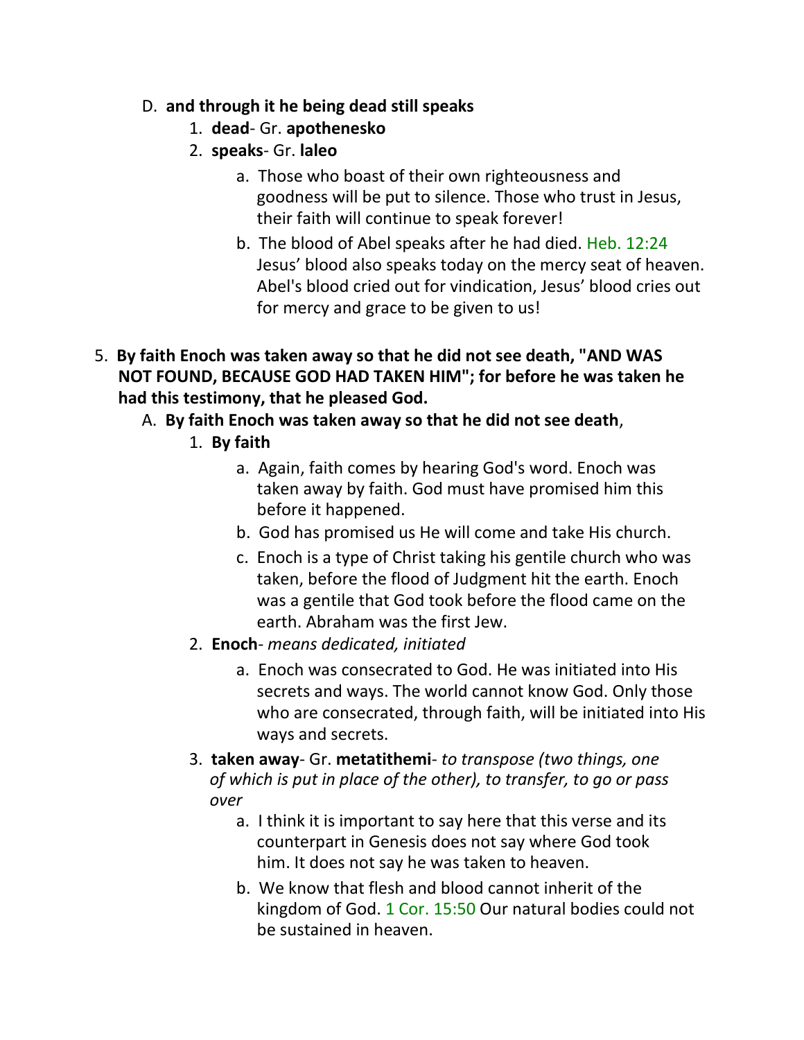D. **and through it he being dead still speaks**

1. **dead**- Gr. **apothenesko**
2. **speaks**- Gr. **laleo**
    a. Those who boast of their own righteousness and goodness will be put to silence. Those who trust in Jesus, their faith will continue to speak forever!
    b. The blood of Abel speaks after he had died. Heb. 12:24 Jesus' blood also speaks today on the mercy seat of heaven. Abel's blood cried out for vindication, Jesus' blood cries out for mercy and grace to be given to us!

5. **By faith Enoch was taken away so that he did not see death, "AND WAS NOT FOUND, BECAUSE GOD HAD TAKEN HIM"; for before he was taken he had this testimony, that he pleased God.**

A. **By faith Enoch was taken away so that he did not see death**,

1. **By faith**
    a. Again, faith comes by hearing God's word. Enoch was taken away by faith. God must have promised him this before it happened.
    b. God has promised us He will come and take His church.
    c. Enoch is a type of Christ taking his gentile church who was taken, before the flood of Judgment hit the earth. Enoch was a gentile that God took before the flood came on the earth. Abraham was the first Jew.
2. **Enoch**- *means dedicated, initiated*
    a. Enoch was consecrated to God. He was initiated into His secrets and ways. The world cannot know God. Only those who are consecrated, through faith, will be initiated into His ways and secrets.
3. **taken away**- Gr. **metatithemi**- *to transpose (two things, one of which is put in place of the other), to transfer, to go or pass over*
    a. I think it is important to say here that this verse and its counterpart in Genesis does not say where God took him. It does not say he was taken to heaven.
    b. We know that flesh and blood cannot inherit of the kingdom of God. 1 Cor. 15:50 Our natural bodies could not be sustained in heaven.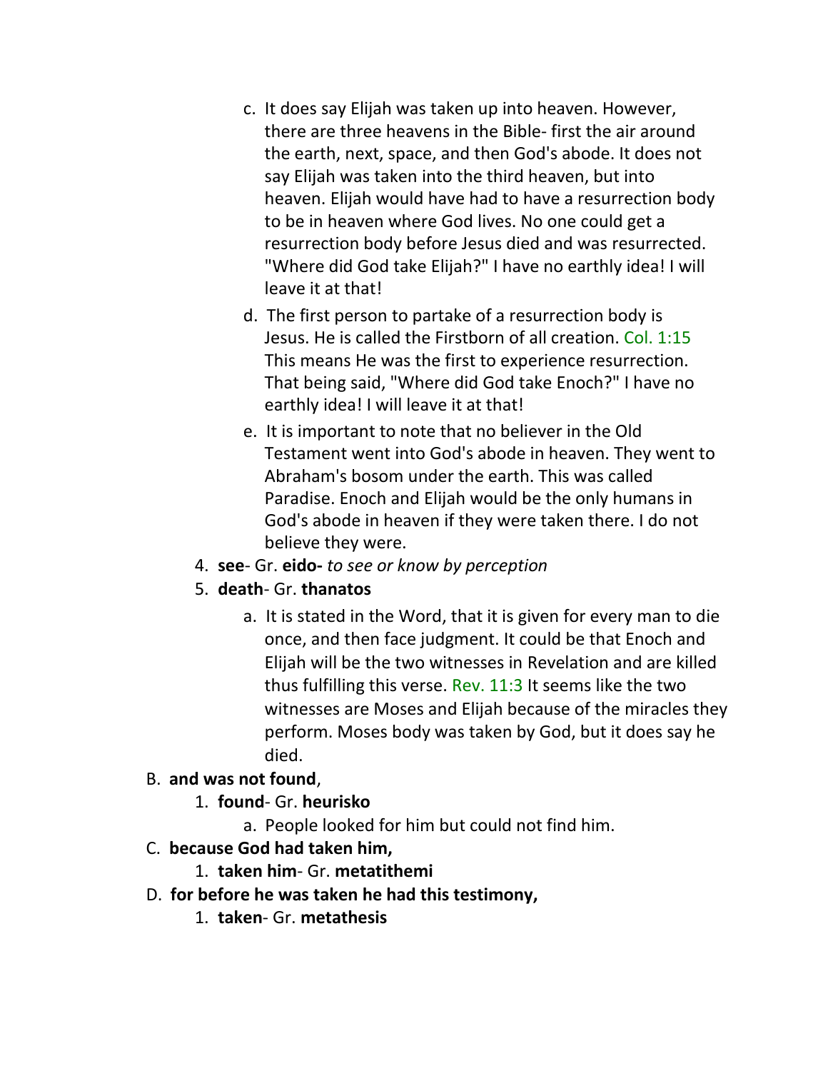c. It does say Elijah was taken up into heaven. However, there are three heavens in the Bible- first the air around the earth, next, space, and then God's abode. It does not say Elijah was taken into the third heaven, but into heaven. Elijah would have had to have a resurrection body to be in heaven where God lives. No one could get a resurrection body before Jesus died and was resurrected. "Where did God take Elijah?" I have no earthly idea! I will leave it at that!

d. The first person to partake of a resurrection body is Jesus. He is called the Firstborn of all creation. Col. 1:15 This means He was the first to experience resurrection. That being said, "Where did God take Enoch?" I have no earthly idea! I will leave it at that!

e. It is important to note that no believer in the Old Testament went into God's abode in heaven. They went to Abraham's bosom under the earth. This was called Paradise. Enoch and Elijah would be the only humans in God's abode in heaven if they were taken there. I do not believe they were.

4. **see**- Gr. **eido-** *to see or know by perception*
5. **death**- Gr. **thanatos**

a. It is stated in the Word, that it is given for every man to die once, and then face judgment. It could be that Enoch and Elijah will be the two witnesses in Revelation and are killed thus fulfilling this verse. Rev. 11:3 It seems like the two witnesses are Moses and Elijah because of the miracles they perform. Moses body was taken by God, but it does say he died.

B. **and was not found**,

1. **found**- Gr. **heurisko**

a. People looked for him but could not find him.

C. **because God had taken him,**

1. **taken him**- Gr. **metatithemi**

D. **for before he was taken he had this testimony,**

1. **taken**- Gr. **metathesis**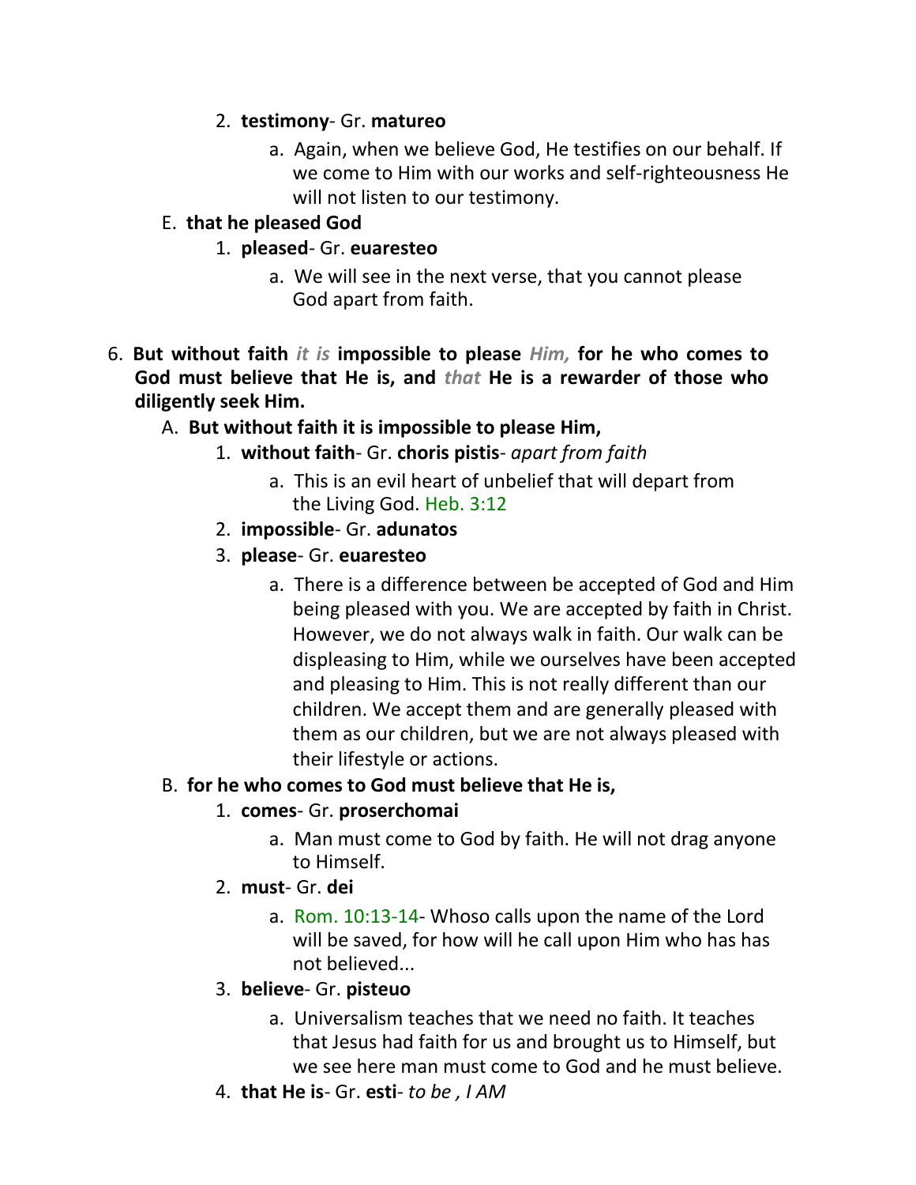2. **testimony**- Gr. **matureo**
    a. Again, when we believe God, He testifies on our behalf. If we come to Him with our works and self-righteousness He will not listen to our testimony.

E. **that he pleased God**

1. **pleased**- Gr. **euaresteo**
    a. We will see in the next verse, that you cannot please God apart from faith.

6. **But without faith** ***it is*** **impossible to please** ***Him,*** **for he who comes to God must believe that He is, and** ***that*** **He is a rewarder of those who diligently seek Him.**

A. **But without faith it is impossible to please Him,**

1. **without faith**- Gr. **choris pistis**- *apart from faith*
    a. This is an evil heart of unbelief that will depart from the Living God. Heb. 3:12
2. **impossible**- Gr. **adunatos**
3. **please**- Gr. **euaresteo**
    a. There is a difference between be accepted of God and Him being pleased with you. We are accepted by faith in Christ. However, we do not always walk in faith. Our walk can be displeasing to Him, while we ourselves have been accepted and pleasing to Him. This is not really different than our children. We accept them and are generally pleased with them as our children, but we are not always pleased with their lifestyle or actions.

B. **for he who comes to God must believe that He is,**

1. **comes**- Gr. **proserchomai**
    a. Man must come to God by faith. He will not drag anyone to Himself.
2. **must**- Gr. **dei**
    a. Rom. 10:13-14- Whoso calls upon the name of the Lord will be saved, for how will he call upon Him who has has not believed...
3. **believe**- Gr. **pisteuo**
    a. Universalism teaches that we need no faith. It teaches that Jesus had faith for us and brought us to Himself, but we see here man must come to God and he must believe.
4. **that He is**- Gr. **esti**- *to be , I AM*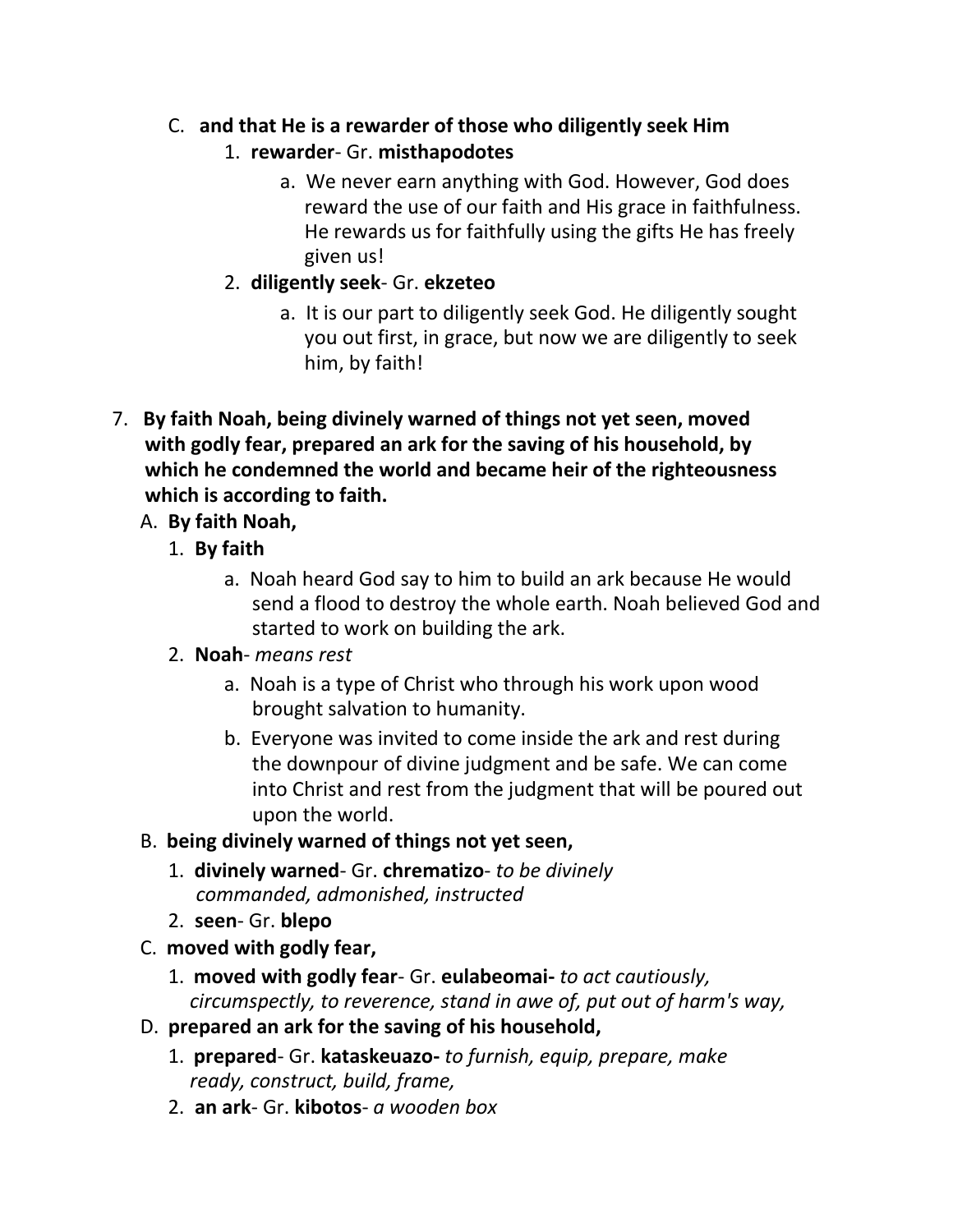C. **and that He is a rewarder of those who diligently seek Him**
   1. **rewarder**- Gr. **misthapodotes**
      a. We never earn anything with God. However, God does reward the use of our faith and His grace in faithfulness. He rewards us for faithfully using the gifts He has freely given us!
   2. **diligently seek**- Gr. **ekzeteo**
      a. It is our part to diligently seek God. He diligently sought you out first, in grace, but now we are diligently to seek him, by faith!

7. **By faith Noah, being divinely warned of things not yet seen, moved with godly fear, prepared an ark for the saving of his household, by which he condemned the world and became heir of the righteousness which is according to faith.**
   A. **By faith Noah,**
      1. **By faith**
         a. Noah heard God say to him to build an ark because He would send a flood to destroy the whole earth. Noah believed God and started to work on building the ark.
      2. **Noah**- *means rest*
         a. Noah is a type of Christ who through his work upon wood brought salvation to humanity.
         b. Everyone was invited to come inside the ark and rest during the downpour of divine judgment and be safe. We can come into Christ and rest from the judgment that will be poured out upon the world.
   B. **being divinely warned of things not yet seen,**
      1. **divinely warned**- Gr. **chrematizo**- *to be divinely commanded, admonished, instructed*
      2. **seen**- Gr. **blepo**
   C. **moved with godly fear,**
      1. **moved with godly fear**- Gr. **eulabeomai-** *to act cautiously, circumspectly, to reverence, stand in awe of, put out of harm's way,*
   D. **prepared an ark for the saving of his household,**
      1. **prepared**- Gr. **kataskeuazo-** *to furnish, equip, prepare, make ready, construct, build, frame,*
      2. **an ark**- Gr. **kibotos**- *a wooden box*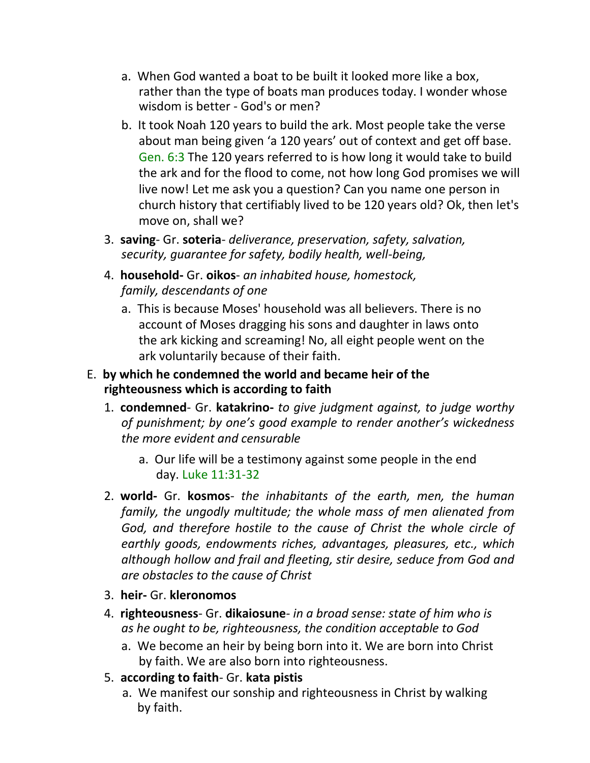a. When God wanted a boat to be built it looked more like a box, rather than the type of boats man produces today. I wonder whose wisdom is better - God's or men?

   b. It took Noah 120 years to build the ark. Most people take the verse about man being given 'a 120 years' out of context and get off base. Gen. 6:3 The 120 years referred to is how long it would take to build the ark and for the flood to come, not how long God promises we will live now! Let me ask you a question? Can you name one person in church history that certifiably lived to be 120 years old? Ok, then let's move on, shall we?

3. **saving**- Gr. **soteria**- *deliverance, preservation, safety, salvation, security, guarantee for safety, bodily health, well-being,*

4. **household-** Gr. **oikos**- *an inhabited house, homestock, family, descendants of one*

   a. This is because Moses' household was all believers. There is no account of Moses dragging his sons and daughter in laws onto the ark kicking and screaming! No, all eight people went on the ark voluntarily because of their faith.

E. **by which he condemned the world and became heir of the righteousness which is according to faith**

1. **condemned**- Gr. **katakrino-** *to give judgment against, to judge worthy of punishment; by one's good example to render another's wickedness the more evident and censurable*

   a. Our life will be a testimony against some people in the end day. Luke 11:31-32

2. **world-** Gr. **kosmos**- *the inhabitants of the earth, men, the human family, the ungodly multitude; the whole mass of men alienated from God, and therefore hostile to the cause of Christ the whole circle of earthly goods, endowments riches, advantages, pleasures, etc., which although hollow and frail and fleeting, stir desire, seduce from God and are obstacles to the cause of Christ*

3. **heir-** Gr. **kleronomos**

4. **righteousness**- Gr. **dikaiosune**- *in a broad sense: state of him who is as he ought to be, righteousness, the condition acceptable to God*

   a. We become an heir by being born into it. We are born into Christ by faith. We are also born into righteousness.

5. **according to faith**- Gr. **kata pistis**

   a. We manifest our sonship and righteousness in Christ by walking by faith.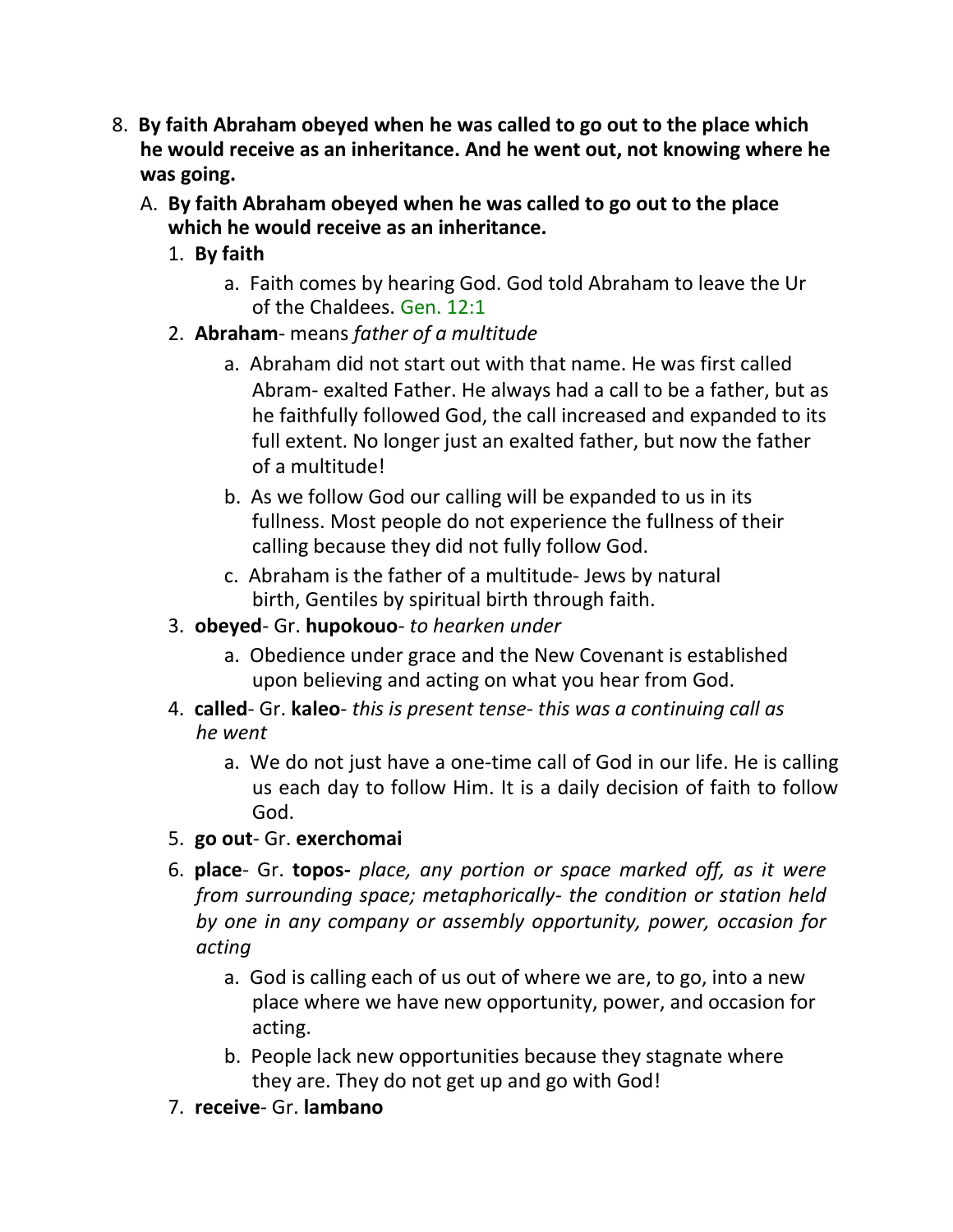8. **By faith Abraham obeyed when he was called to go out to the place which he would receive as an inheritance. And he went out, not knowing where he was going.**
   A. **By faith Abraham obeyed when he was called to go out to the place which he would receive as an inheritance.**
      1. **By faith**
         a. Faith comes by hearing God. God told Abraham to leave the Ur of the Chaldees. Gen. 12:1
      2. **Abraham**- means *father of a multitude*
         a. Abraham did not start out with that name. He was first called Abram- exalted Father. He always had a call to be a father, but as he faithfully followed God, the call increased and expanded to its full extent. No longer just an exalted father, but now the father of a multitude!
         b. As we follow God our calling will be expanded to us in its fullness. Most people do not experience the fullness of their calling because they did not fully follow God.
         c. Abraham is the father of a multitude- Jews by natural birth, Gentiles by spiritual birth through faith.
      3. **obeyed**- Gr. **hupokouo**- *to hearken under*
         a. Obedience under grace and the New Covenant is established upon believing and acting on what you hear from God.
      4. **called**- Gr. **kaleo**- *this is present tense- this was a continuing call as he went*
         a. We do not just have a one-time call of God in our life. He is calling us each day to follow Him. It is a daily decision of faith to follow God.
      5. **go out**- Gr. **exerchomai**
      6. **place**- Gr. **topos-** *place, any portion or space marked off, as it were from surrounding space; metaphorically- the condition or station held by one in any company or assembly opportunity, power, occasion for acting*
         a. God is calling each of us out of where we are, to go, into a new place where we have new opportunity, power, and occasion for acting.
         b. People lack new opportunities because they stagnate where they are. They do not get up and go with God!
      7. **receive**- Gr. **lambano**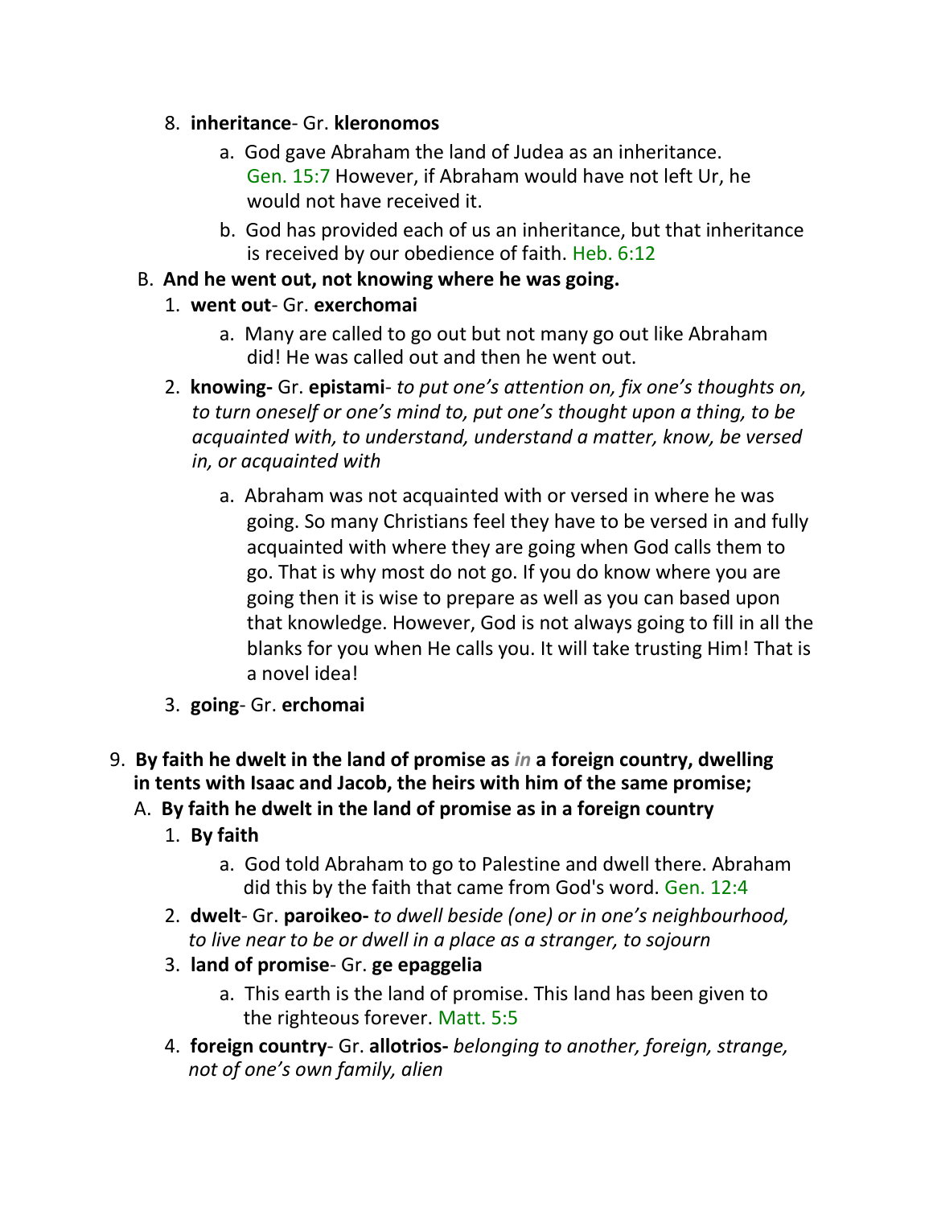8. **inheritance**- Gr. **kleronomos**
    a. God gave Abraham the land of Judea as an inheritance. Gen. 15:7 However, if Abraham would have not left Ur, he would not have received it.
    b. God has provided each of us an inheritance, but that inheritance is received by our obedience of faith. Heb. 6:12

B. **And he went out, not knowing where he was going.**
1. **went out**- Gr. **exerchomai**
    a. Many are called to go out but not many go out like Abraham did! He was called out and then he went out.
2. **knowing-** Gr. **epistami**- *to put one's attention on, fix one's thoughts on, to turn oneself or one's mind to, put one's thought upon a thing, to be acquainted with, to understand, understand a matter, know, be versed in, or acquainted with*
    a. Abraham was not acquainted with or versed in where he was going. So many Christians feel they have to be versed in and fully acquainted with where they are going when God calls them to go. That is why most do not go. If you do know where you are going then it is wise to prepare as well as you can based upon that knowledge. However, God is not always going to fill in all the blanks for you when He calls you. It will take trusting Him! That is a novel idea!
3. **going**- Gr. **erchomai**

9. **By faith he dwelt in the land of promise as *in* a foreign country, dwelling in tents with Isaac and Jacob, the heirs with him of the same promise;**

A. **By faith he dwelt in the land of promise as in a foreign country**
1. **By faith**
    a. God told Abraham to go to Palestine and dwell there. Abraham did this by the faith that came from God's word. Gen. 12:4
2. **dwelt**- Gr. **paroikeo-** *to dwell beside (one) or in one's neighbourhood, to live near to be or dwell in a place as a stranger, to sojourn*
3. **land of promise**- Gr. **ge epaggelia**
    a. This earth is the land of promise. This land has been given to the righteous forever. Matt. 5:5
4. **foreign country**- Gr. **allotrios-** *belonging to another, foreign, strange, not of one's own family, alien*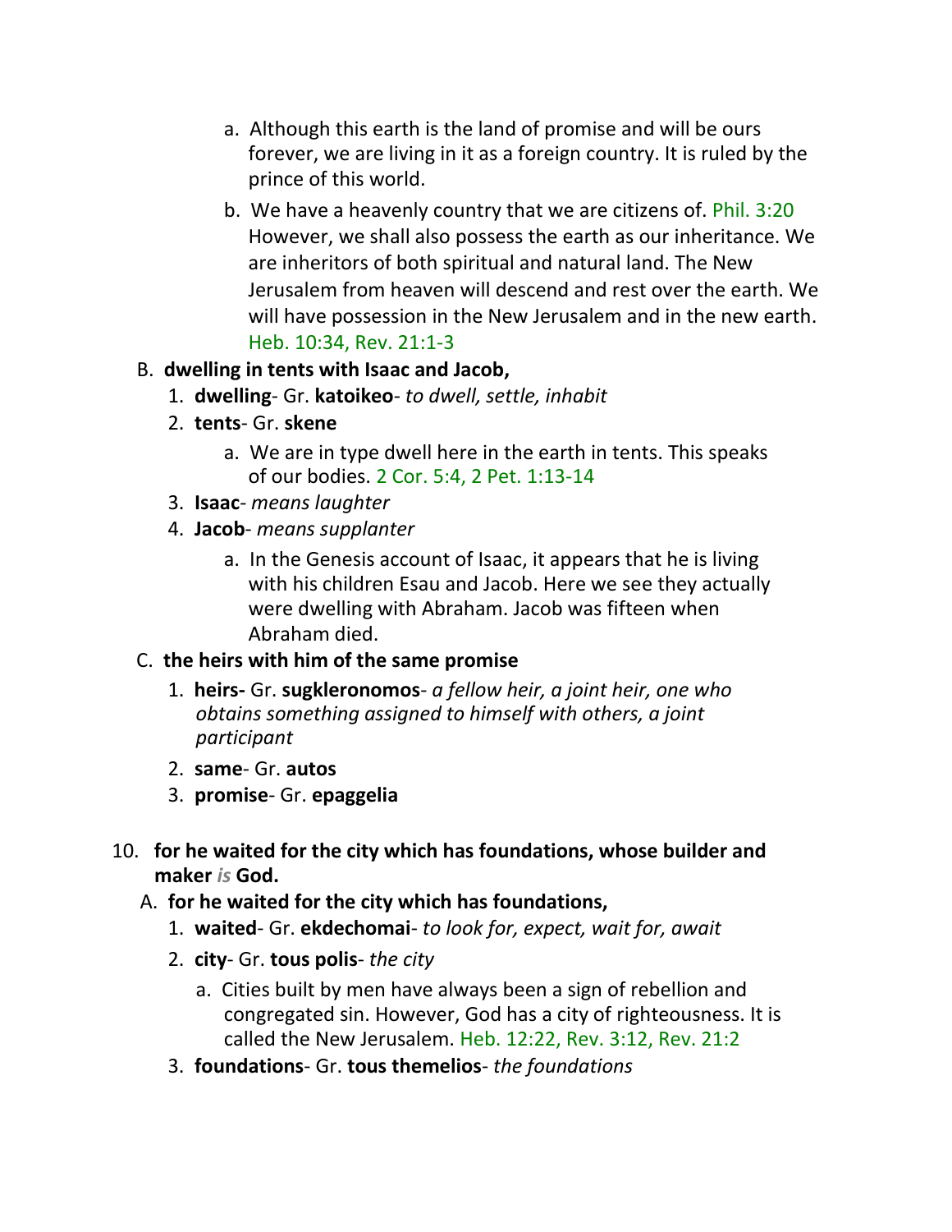a. Although this earth is the land of promise and will be ours forever, we are living in it as a foreign country. It is ruled by the prince of this world.

b. We have a heavenly country that we are citizens of. Phil. 3:20 However, we shall also possess the earth as our inheritance. We are inheritors of both spiritual and natural land. The New Jerusalem from heaven will descend and rest over the earth. We will have possession in the New Jerusalem and in the new earth. Heb. 10:34, Rev. 21:1-3

B. **dwelling in tents with Isaac and Jacob,**

1. **dwelling**- Gr. **katoikeo**- *to dwell, settle, inhabit*
2. **tents**- Gr. **skene**
   a. We are in type dwell here in the earth in tents. This speaks of our bodies. 2 Cor. 5:4, 2 Pet. 1:13-14
3. **Isaac**- *means laughter*
4. **Jacob**- *means supplanter*
   a. In the Genesis account of Isaac, it appears that he is living with his children Esau and Jacob. Here we see they actually were dwelling with Abraham. Jacob was fifteen when Abraham died.

C. **the heirs with him of the same promise**

1. **heirs-** Gr. **sugkleronomos**- *a fellow heir, a joint heir, one who obtains something assigned to himself with others, a joint participant*
2. **same**- Gr. **autos**
3. **promise**- Gr. **epaggelia**

10. **for he waited for the city which has foundations, whose builder and maker *is* God.**

A. **for he waited for the city which has foundations,**

1. **waited**- Gr. **ekdechomai**- *to look for, expect, wait for, await*
2. **city**- Gr. **tous polis**- *the city*
   a. Cities built by men have always been a sign of rebellion and congregated sin. However, God has a city of righteousness. It is called the New Jerusalem. Heb. 12:22, Rev. 3:12, Rev. 21:2
3. **foundations**- Gr. **tous themelios**- *the foundations*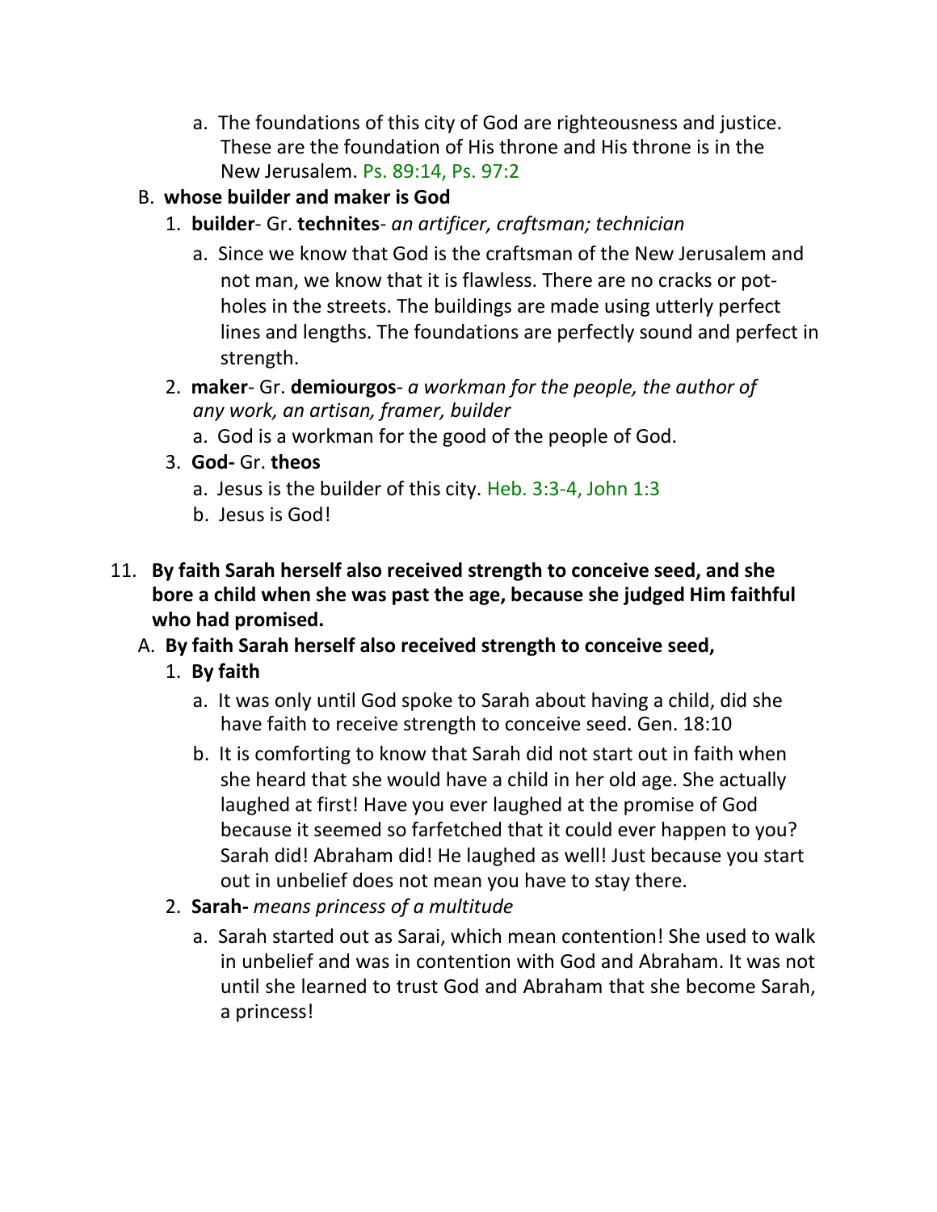a. The foundations of this city of God are righteousness and justice. These are the foundation of His throne and His throne is in the New Jerusalem. Ps. 89:14, Ps. 97:2

B. **whose builder and maker is God**

1. **builder**- Gr. **technites**- *an artificer, craftsman; technician*

   a. Since we know that God is the craftsman of the New Jerusalem and not man, we know that it is flawless. There are no cracks or pot-holes in the streets. The buildings are made using utterly perfect lines and lengths. The foundations are perfectly sound and perfect in strength.

2. **maker**- Gr. **demiourgos**- *a workman for the people, the author of any work, an artisan, framer, builder*

   a. God is a workman for the good of the people of God.

3. **God-** Gr. **theos**

   a. Jesus is the builder of this city. Heb. 3:3-4, John 1:3

   b. Jesus is God!

11. **By faith Sarah herself also received strength to conceive seed, and she bore a child when she was past the age, because she judged Him faithful who had promised.**

A. **By faith Sarah herself also received strength to conceive seed,**

1. **By faith**

   a. It was only until God spoke to Sarah about having a child, did she have faith to receive strength to conceive seed. Gen. 18:10

   b. It is comforting to know that Sarah did not start out in faith when she heard that she would have a child in her old age. She actually laughed at first! Have you ever laughed at the promise of God because it seemed so farfetched that it could ever happen to you? Sarah did! Abraham did! He laughed as well! Just because you start out in unbelief does not mean you have to stay there.

2. **Sarah-** *means princess of a multitude*

   a. Sarah started out as Sarai, which mean contention! She used to walk in unbelief and was in contention with God and Abraham. It was not until she learned to trust God and Abraham that she become Sarah, a princess!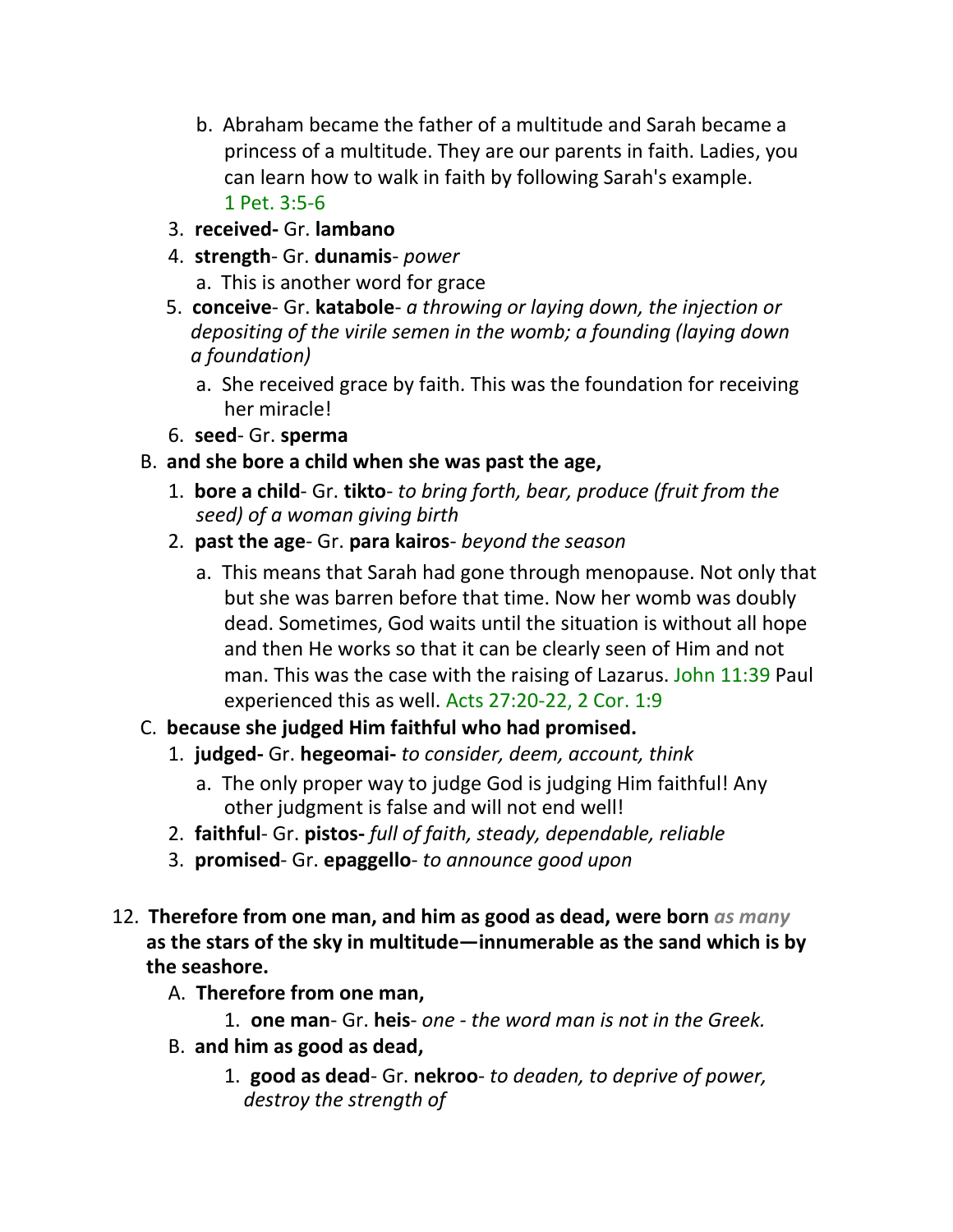b. Abraham became the father of a multitude and Sarah became a princess of a multitude. They are our parents in faith. Ladies, you can learn how to walk in faith by following Sarah's example. 1 Pet. 3:5-6

3. **received-** Gr. **lambano**
4. **strength**- Gr. **dunamis**- *power*
   a. This is another word for grace
5. **conceive**- Gr. **katabole**- *a throwing or laying down, the injection or depositing of the virile semen in the womb; a founding (laying down a foundation)*
   a. She received grace by faith. This was the foundation for receiving her miracle!
6. **seed**- Gr. **sperma**

B. **and she bore a child when she was past the age,**
   1. **bore a child**- Gr. **tikto**- *to bring forth, bear, produce (fruit from the seed) of a woman giving birth*
   2. **past the age**- Gr. **para kairos**- *beyond the season*
      a. This means that Sarah had gone through menopause. Not only that but she was barren before that time. Now her womb was doubly dead. Sometimes, God waits until the situation is without all hope and then He works so that it can be clearly seen of Him and not man. This was the case with the raising of Lazarus. John 11:39 Paul experienced this as well. Acts 27:20-22, 2 Cor. 1:9

C. **because she judged Him faithful who had promised.**
   1. **judged-** Gr. **hegeomai-** *to consider, deem, account, think*
      a. The only proper way to judge God is judging Him faithful! Any other judgment is false and will not end well!
   2. **faithful**- Gr. **pistos-** *full of faith, steady, dependable, reliable*
   3. **promised**- Gr. **epaggello**- *to announce good upon*

12. **Therefore from one man, and him as good as dead, were born** *as many* **as the stars of the sky in multitude—innumerable as the sand which is by the seashore.**
   A. **Therefore from one man,**
      1. **one man**- Gr. **heis**- *one - the word man is not in the Greek.*
   B. **and him as good as dead,**
      1. **good as dead**- Gr. **nekroo**- *to deaden, to deprive of power, destroy the strength of*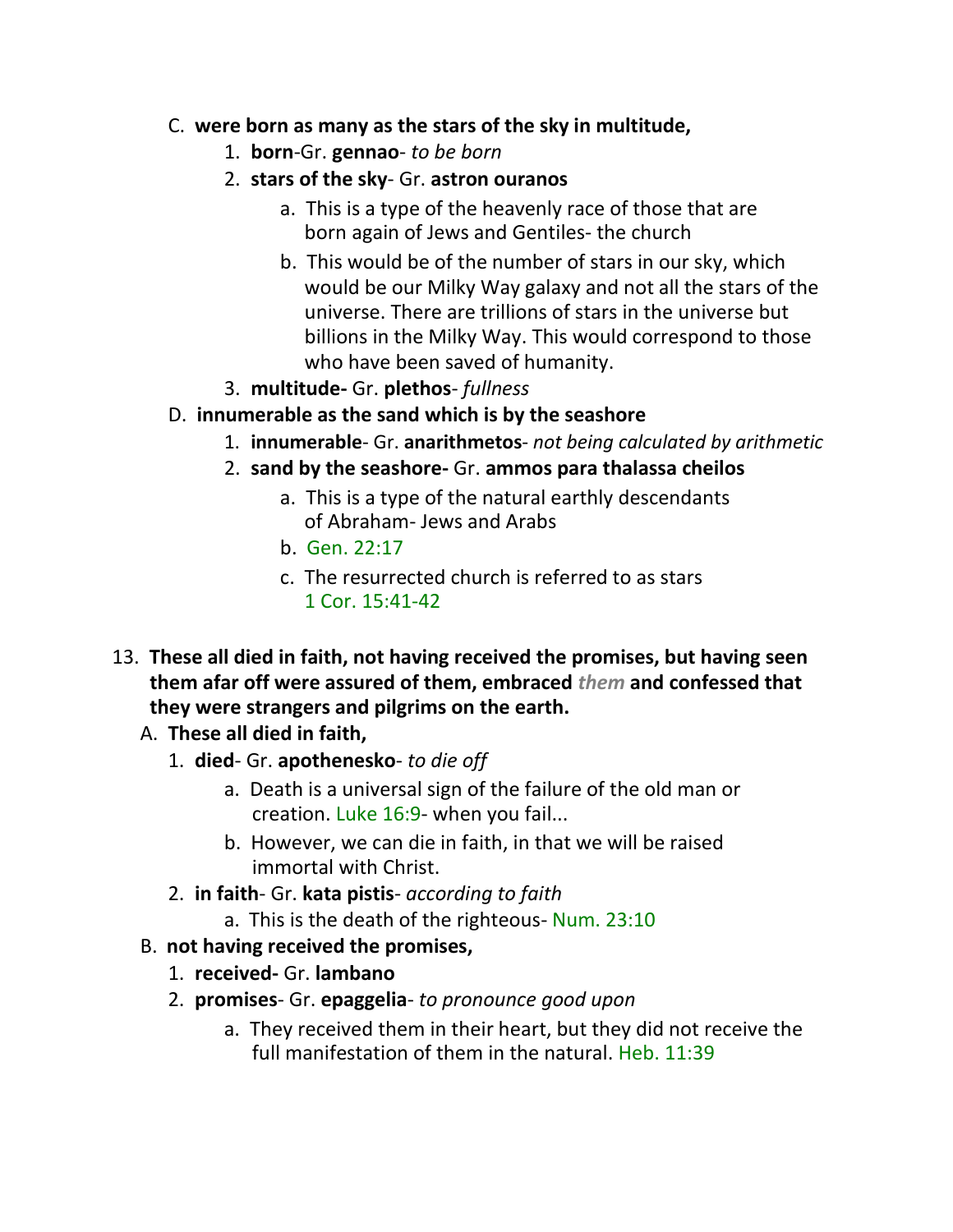C. **were born as many as the stars of the sky in multitude,**
   1. **born**-Gr. **gennao**- *to be born*
   2. **stars of the sky**- Gr. **astron ouranos**
      a. This is a type of the heavenly race of those that are born again of Jews and Gentiles- the church
      b. This would be of the number of stars in our sky, which would be our Milky Way galaxy and not all the stars of the universe. There are trillions of stars in the universe but billions in the Milky Way. This would correspond to those who have been saved of humanity.
   3. **multitude-** Gr. **plethos**- *fullness*

D. **innumerable as the sand which is by the seashore**
   1. **innumerable**- Gr. **anarithmetos**- *not being calculated by arithmetic*
   2. **sand by the seashore-** Gr. **ammos para thalassa cheilos**
      a. This is a type of the natural earthly descendants of Abraham- Jews and Arabs
      b. Gen. 22:17
      c. The resurrected church is referred to as stars 1 Cor. 15:41-42

13. **These all died in faith, not having received the promises, but having seen them afar off were assured of them, embraced *them* and confessed that they were strangers and pilgrims on the earth.**

A. **These all died in faith,**
   1. **died**- Gr. **apothenesko**- *to die off*
      a. Death is a universal sign of the failure of the old man or creation. Luke 16:9- when you fail...
      b. However, we can die in faith, in that we will be raised immortal with Christ.
   2. **in faith**- Gr. **kata pistis**- *according to faith*
      a. This is the death of the righteous- Num. 23:10

B. **not having received the promises,**
   1. **received-** Gr. **lambano**
   2. **promises**- Gr. **epaggelia**- *to pronounce good upon*
      a. They received them in their heart, but they did not receive the full manifestation of them in the natural. Heb. 11:39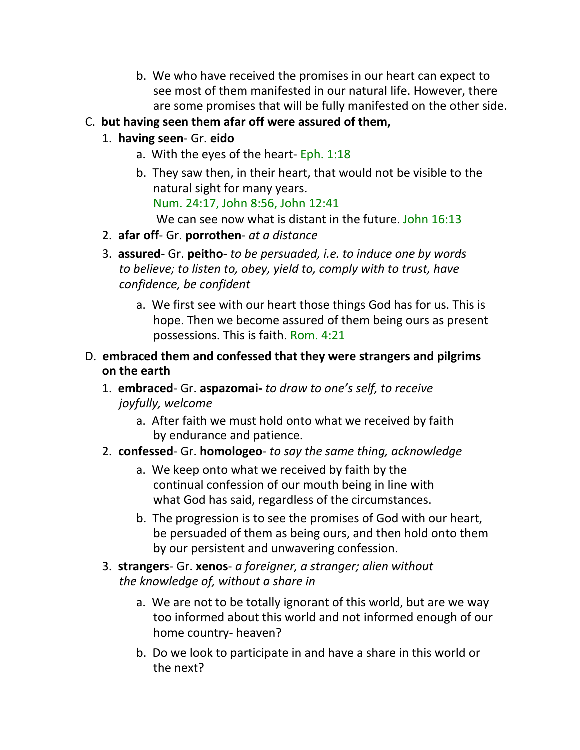b. We who have received the promises in our heart can expect to see most of them manifested in our natural life. However, there are some promises that will be fully manifested on the other side.

C. **but having seen them afar off were assured of them,**

1. **having seen**- Gr. **eido**
   a. With the eyes of the heart- Eph. 1:18
   b. They saw then, in their heart, that would not be visible to the natural sight for many years.
      Num. 24:17, John 8:56, John 12:41
      We can see now what is distant in the future. John 16:13
2. **afar off**- Gr. **porrothen**- *at a distance*
3. **assured**- Gr. **peitho**- *to be persuaded, i.e. to induce one by words to believe; to listen to, obey, yield to, comply with to trust, have confidence, be confident*
   a. We first see with our heart those things God has for us. This is hope. Then we become assured of them being ours as present possessions. This is faith. Rom. 4:21

D. **embraced them and confessed that they were strangers and pilgrims on the earth**

1. **embraced**- Gr. **aspazomai-** *to draw to one's self, to receive joyfully, welcome*
   a. After faith we must hold onto what we received by faith by endurance and patience.
2. **confessed**- Gr. **homologeo**- *to say the same thing, acknowledge*
   a. We keep onto what we received by faith by the continual confession of our mouth being in line with what God has said, regardless of the circumstances.
   b. The progression is to see the promises of God with our heart, be persuaded of them as being ours, and then hold onto them by our persistent and unwavering confession.
3. **strangers**- Gr. **xenos**- *a foreigner, a stranger; alien without the knowledge of, without a share in*
   a. We are not to be totally ignorant of this world, but are we way too informed about this world and not informed enough of our home country- heaven?
   b. Do we look to participate in and have a share in this world or the next?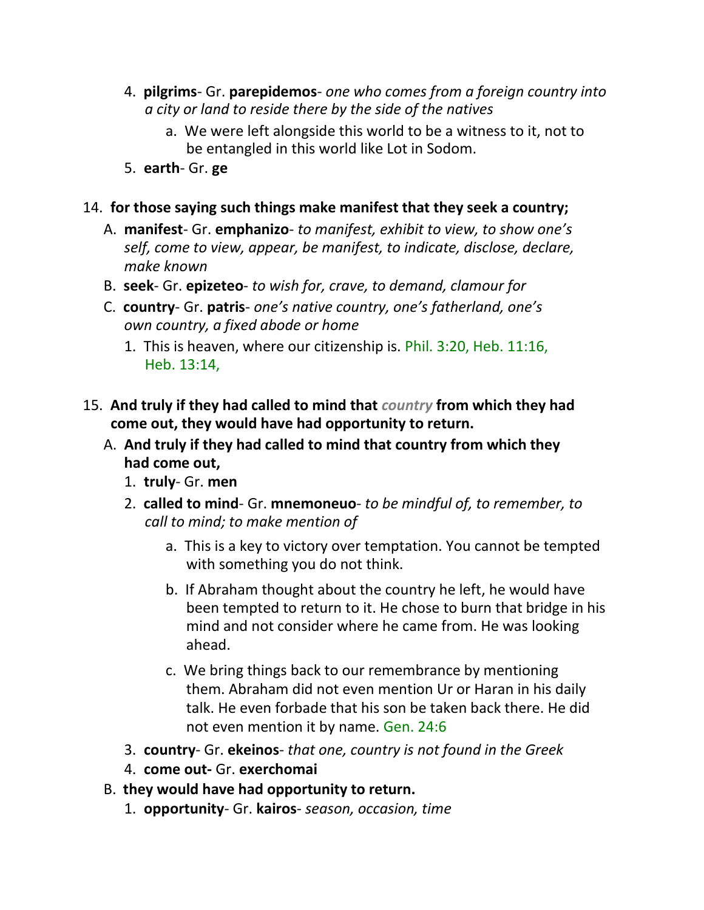4. **pilgrims**- Gr. **parepidemos**- *one who comes from a foreign country into a city or land to reside there by the side of the natives*
    a. We were left alongside this world to be a witness to it, not to be entangled in this world like Lot in Sodom.
5. **earth**- Gr. **ge**

14. **for those saying such things make manifest that they seek a country;**
    A. **manifest**- Gr. **emphanizo**- *to manifest, exhibit to view, to show one's self, come to view, appear, be manifest, to indicate, disclose, declare, make known*
    B. **seek**- Gr. **epizeteo**- *to wish for, crave, to demand, clamour for*
    C. **country**- Gr. **patris**- *one's native country, one's fatherland, one's own country, a fixed abode or home*
        1. This is heaven, where our citizenship is. Phil. 3:20, Heb. 11:16, Heb. 13:14,

15. **And truly if they had called to mind that *country* from which they had come out, they would have had opportunity to return.**
    A. **And truly if they had called to mind that country from which they had come out,**
        1. **truly**- Gr. **men**
        2. **called to mind**- Gr. **mnemoneuo**- *to be mindful of, to remember, to call to mind; to make mention of*
            a. This is a key to victory over temptation. You cannot be tempted with something you do not think.
            b. If Abraham thought about the country he left, he would have been tempted to return to it. He chose to burn that bridge in his mind and not consider where he came from. He was looking ahead.
            c. We bring things back to our remembrance by mentioning them. Abraham did not even mention Ur or Haran in his daily talk. He even forbade that his son be taken back there. He did not even mention it by name. Gen. 24:6
        3. **country**- Gr. **ekeinos**- *that one, country is not found in the Greek*
        4. **come out-** Gr. **exerchomai**
    B. **they would have had opportunity to return.**
        1. **opportunity**- Gr. **kairos**- *season, occasion, time*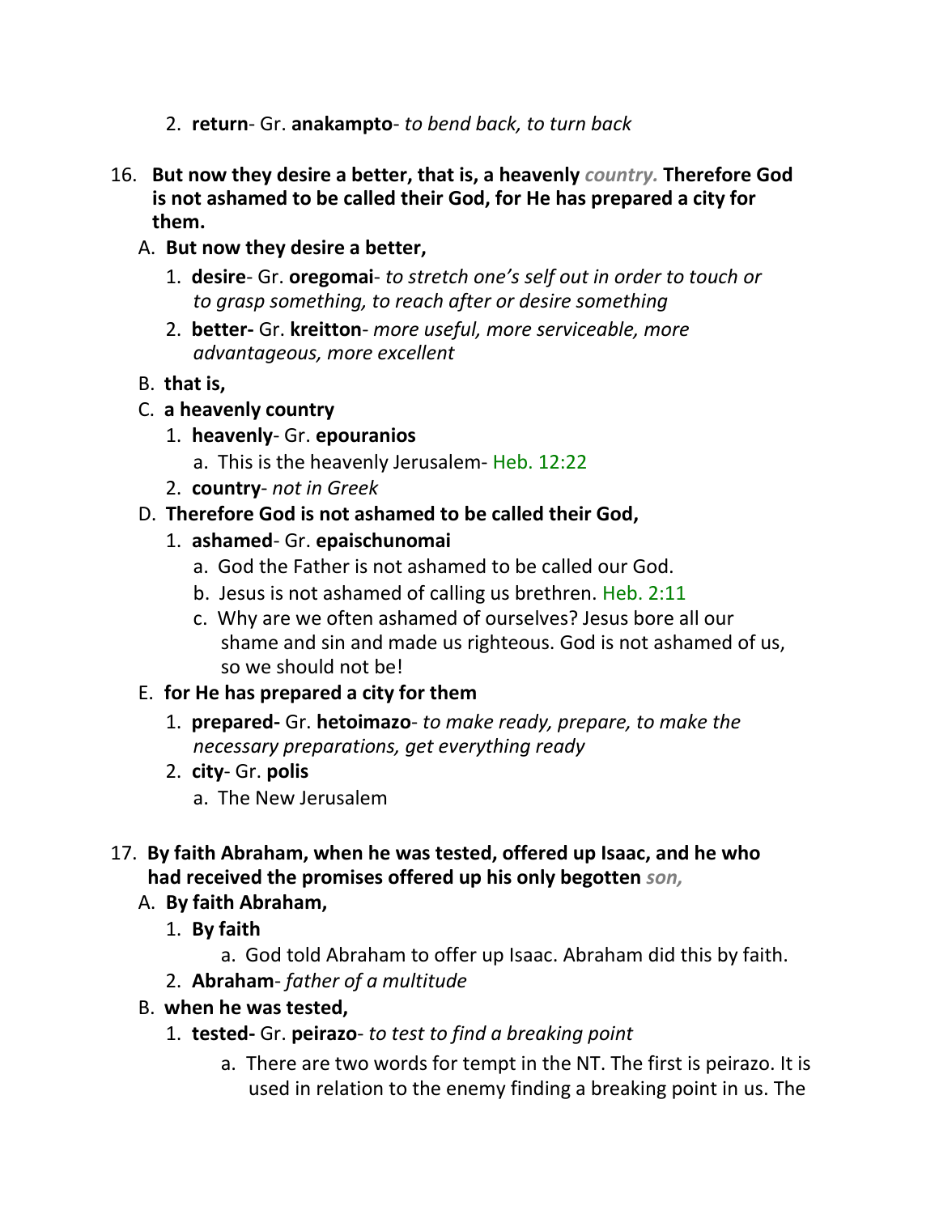2. **return**- Gr. **anakampto**- *to bend back, to turn back*

16. **But now they desire a better, that is, a heavenly *country.* Therefore God is not ashamed to be called their God, for He has prepared a city for them.**
   A. **But now they desire a better,**
      1. **desire**- Gr. **oregomai**- *to stretch one's self out in order to touch or to grasp something, to reach after or desire something*
      2. **better-** Gr. **kreitton**- *more useful, more serviceable, more advantageous, more excellent*
   B. **that is,**
   C. **a heavenly country**
      1. **heavenly**- Gr. **epouranios**
         a. This is the heavenly Jerusalem- Heb. 12:22
      2. **country**- *not in Greek*
   D. **Therefore God is not ashamed to be called their God,**
      1. **ashamed**- Gr. **epaischunomai**
         a. God the Father is not ashamed to be called our God.
         b. Jesus is not ashamed of calling us brethren. Heb. 2:11
         c. Why are we often ashamed of ourselves? Jesus bore all our shame and sin and made us righteous. God is not ashamed of us, so we should not be!
   E. **for He has prepared a city for them**
      1. **prepared-** Gr. **hetoimazo**- *to make ready, prepare, to make the necessary preparations, get everything ready*
      2. **city**- Gr. **polis**
         a. The New Jerusalem

17. **By faith Abraham, when he was tested, offered up Isaac, and he who had received the promises offered up his only begotten *son,***
   A. **By faith Abraham,**
      1. **By faith**
         a. God told Abraham to offer up Isaac. Abraham did this by faith.
      2. **Abraham**- *father of a multitude*
   B. **when he was tested,**
      1. **tested-** Gr. **peirazo**- *to test to find a breaking point*
         a. There are two words for tempt in the NT. The first is peirazo. It is used in relation to the enemy finding a breaking point in us. The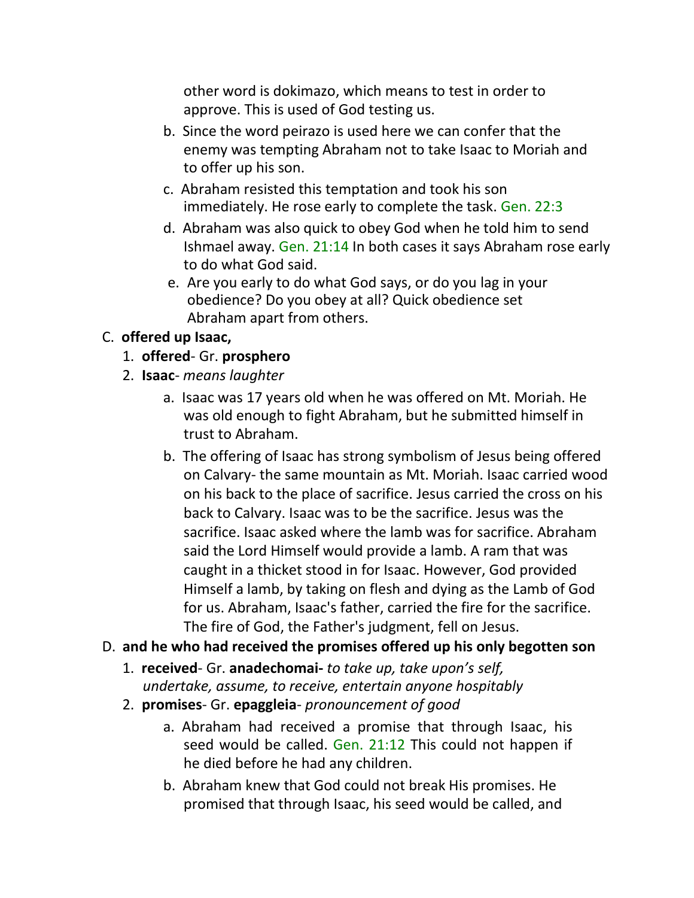other word is dokimazo, which means to test in order to approve. This is used of God testing us.

   b. Since the word peirazo is used here we can confer that the enemy was tempting Abraham not to take Isaac to Moriah and to offer up his son.
   c. Abraham resisted this temptation and took his son immediately. He rose early to complete the task. Gen. 22:3
   d. Abraham was also quick to obey God when he told him to send Ishmael away. Gen. 21:14 In both cases it says Abraham rose early to do what God said.
   e. Are you early to do what God says, or do you lag in your obedience? Do you obey at all? Quick obedience set Abraham apart from others.

C. **offered up Isaac,**

   1. **offered**- Gr. **prosphero**
   2. **Isaac**- *means laughter*
      a. Isaac was 17 years old when he was offered on Mt. Moriah. He was old enough to fight Abraham, but he submitted himself in trust to Abraham.
      b. The offering of Isaac has strong symbolism of Jesus being offered on Calvary- the same mountain as Mt. Moriah. Isaac carried wood on his back to the place of sacrifice. Jesus carried the cross on his back to Calvary. Isaac was to be the sacrifice. Jesus was the sacrifice. Isaac asked where the lamb was for sacrifice. Abraham said the Lord Himself would provide a lamb. A ram that was caught in a thicket stood in for Isaac. However, God provided Himself a lamb, by taking on flesh and dying as the Lamb of God for us. Abraham, Isaac's father, carried the fire for the sacrifice. The fire of God, the Father's judgment, fell on Jesus.

D. **and he who had received the promises offered up his only begotten son**

   1. **received**- Gr. **anadechomai-** *to take up, take upon's self, undertake, assume, to receive, entertain anyone hospitably*
   2. **promises**- Gr. **epaggleia**- *pronouncement of good*
      a. Abraham had received a promise that through Isaac, his seed would be called. Gen. 21:12 This could not happen if he died before he had any children.
      b. Abraham knew that God could not break His promises. He promised that through Isaac, his seed would be called, and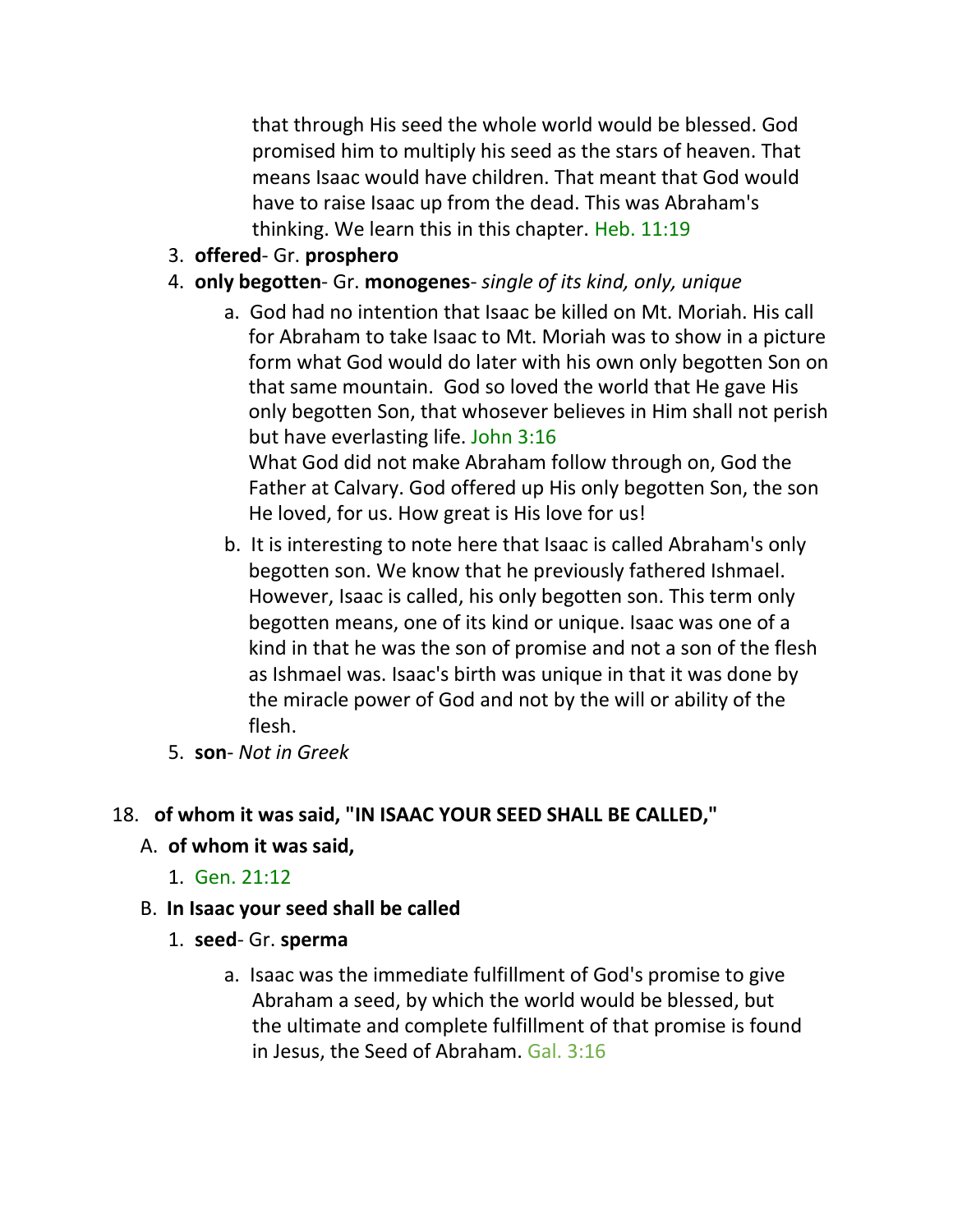that through His seed the whole world would be blessed. God promised him to multiply his seed as the stars of heaven. That means Isaac would have children. That meant that God would have to raise Isaac up from the dead. This was Abraham's thinking. We learn this in this chapter. Heb. 11:19

3. **offered**- Gr. **prosphero**
4. **only begotten**- Gr. **monogenes**- *single of its kind, only, unique*
   a. God had no intention that Isaac be killed on Mt. Moriah. His call for Abraham to take Isaac to Mt. Moriah was to show in a picture form what God would do later with his own only begotten Son on that same mountain. God so loved the world that He gave His only begotten Son, that whosever believes in Him shall not perish but have everlasting life. John 3:16
   What God did not make Abraham follow through on, God the Father at Calvary. God offered up His only begotten Son, the son He loved, for us. How great is His love for us!
   b. It is interesting to note here that Isaac is called Abraham's only begotten son. We know that he previously fathered Ishmael. However, Isaac is called, his only begotten son. This term only begotten means, one of its kind or unique. Isaac was one of a kind in that he was the son of promise and not a son of the flesh as Ishmael was. Isaac's birth was unique in that it was done by the miracle power of God and not by the will or ability of the flesh.
5. **son**- *Not in Greek*

18. **of whom it was said, "IN ISAAC YOUR SEED SHALL BE CALLED,"**

A. **of whom it was said,**

1. Gen. 21:12

B. **In Isaac your seed shall be called**

1. **seed**- Gr. **sperma**
   a. Isaac was the immediate fulfillment of God's promise to give Abraham a seed, by which the world would be blessed, but the ultimate and complete fulfillment of that promise is found in Jesus, the Seed of Abraham. Gal. 3:16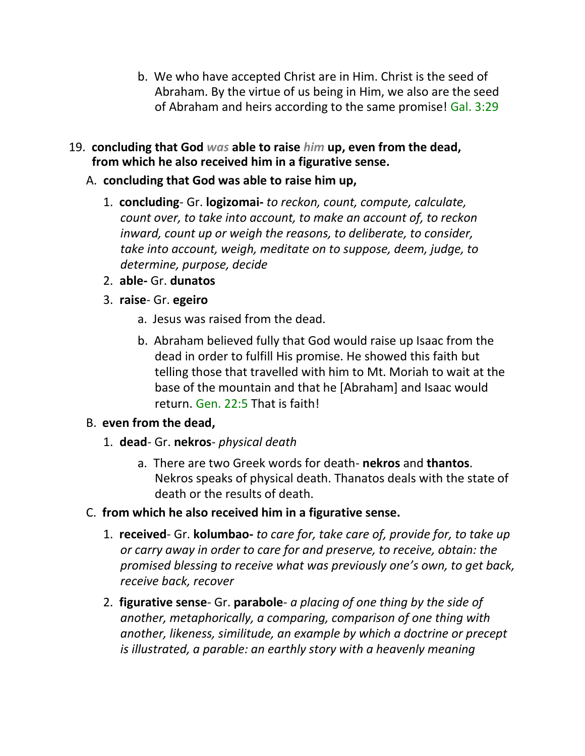b. We who have accepted Christ are in Him. Christ is the seed of Abraham. By the virtue of us being in Him, we also are the seed of Abraham and heirs according to the same promise! Gal. 3:29

19. **concluding that God *was* able to raise *him* up, even from the dead, from which he also received him in a figurative sense.**

   A. **concluding that God was able to raise him up,**

      1. **concluding**- Gr. **logizomai-** *to reckon, count, compute, calculate, count over, to take into account, to make an account of, to reckon inward, count up or weigh the reasons, to deliberate, to consider, take into account, weigh, meditate on to suppose, deem, judge, to determine, purpose, decide*

      2. **able-** Gr. **dunatos**

      3. **raise**- Gr. **egeiro**

         a. Jesus was raised from the dead.

         b. Abraham believed fully that God would raise up Isaac from the dead in order to fulfill His promise. He showed this faith but telling those that travelled with him to Mt. Moriah to wait at the base of the mountain and that he [Abraham] and Isaac would return. Gen. 22:5 That is faith!

   B. **even from the dead,**

      1. **dead**- Gr. **nekros**- *physical death*

         a. There are two Greek words for death- **nekros** and **thantos**. Nekros speaks of physical death. Thanatos deals with the state of death or the results of death.

   C. **from which he also received him in a figurative sense.**

      1. **received**- Gr. **kolumbao-** *to care for, take care of, provide for, to take up or carry away in order to care for and preserve, to receive, obtain: the promised blessing to receive what was previously one's own, to get back, receive back, recover*

      2. **figurative sense**- Gr. **parabole**- *a placing of one thing by the side of another, metaphorically, a comparing, comparison of one thing with another, likeness, similitude, an example by which a doctrine or precept is illustrated, a parable: an earthly story with a heavenly meaning*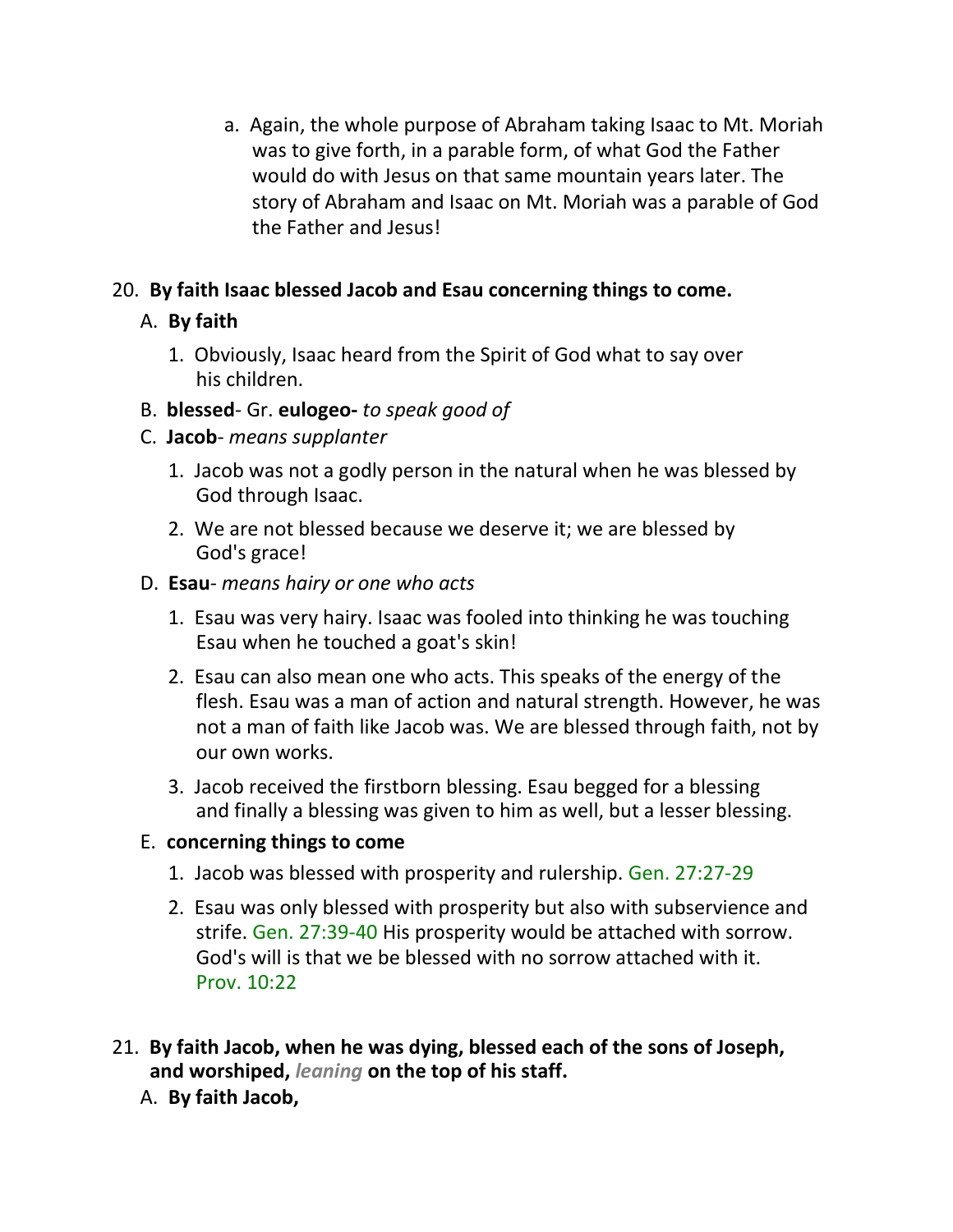a. Again, the whole purpose of Abraham taking Isaac to Mt. Moriah was to give forth, in a parable form, of what God the Father would do with Jesus on that same mountain years later. The story of Abraham and Isaac on Mt. Moriah was a parable of God the Father and Jesus!

20. **By faith Isaac blessed Jacob and Esau concerning things to come.**

   A. **By faith**

      1. Obviously, Isaac heard from the Spirit of God what to say over his children.

   B. **blessed**- Gr. **eulogeo-** *to speak good of*

   C. **Jacob**- *means supplanter*

      1. Jacob was not a godly person in the natural when he was blessed by God through Isaac.

      2. We are not blessed because we deserve it; we are blessed by God's grace!

   D. **Esau**- *means hairy or one who acts*

      1. Esau was very hairy. Isaac was fooled into thinking he was touching Esau when he touched a goat's skin!

      2. Esau can also mean one who acts. This speaks of the energy of the flesh. Esau was a man of action and natural strength. However, he was not a man of faith like Jacob was. We are blessed through faith, not by our own works.

      3. Jacob received the firstborn blessing. Esau begged for a blessing and finally a blessing was given to him as well, but a lesser blessing.

   E. **concerning things to come**

      1. Jacob was blessed with prosperity and rulership. Gen. 27:27-29

      2. Esau was only blessed with prosperity but also with subservience and strife. Gen. 27:39-40 His prosperity would be attached with sorrow. God's will is that we be blessed with no sorrow attached with it. Prov. 10:22

21. **By faith Jacob, when he was dying, blessed each of the sons of Joseph, and worshiped,** ***leaning*** **on the top of his staff.**

   A. **By faith Jacob,**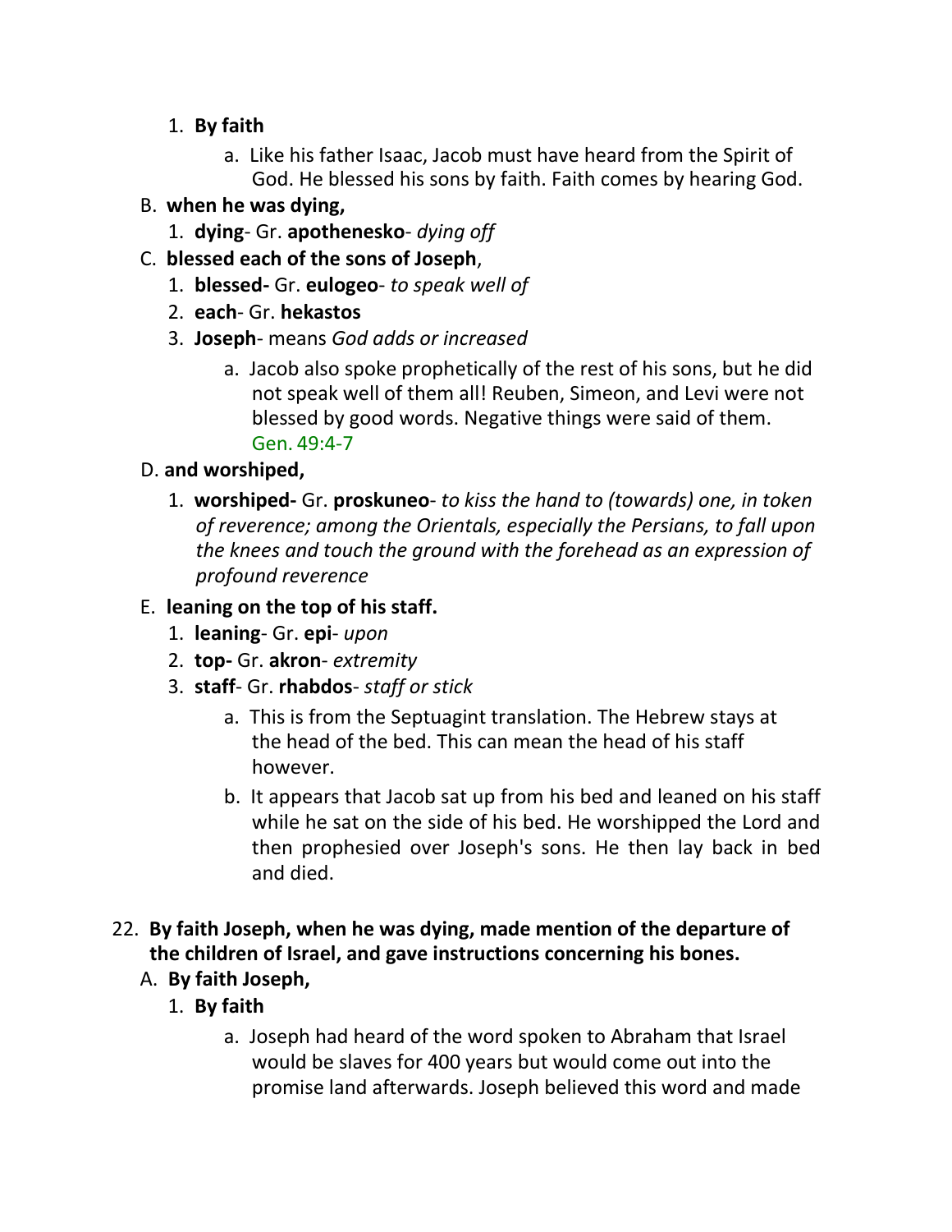1. **By faith**
    a. Like his father Isaac, Jacob must have heard from the Spirit of God. He blessed his sons by faith. Faith comes by hearing God.

B. **when he was dying,**
1. **dying**- Gr. **apothenesko**- *dying off*

C. **blessed each of the sons of Joseph**,
1. **blessed-** Gr. **eulogeo**- *to speak well of*
2. **each**- Gr. **hekastos**
3. **Joseph**- means *God adds or increased*
    a. Jacob also spoke prophetically of the rest of his sons, but he did not speak well of them all! Reuben, Simeon, and Levi were not blessed by good words. Negative things were said of them. Gen. 49:4-7

D. **and worshiped,**
1. **worshiped-** Gr. **proskuneo**- *to kiss the hand to (towards) one, in token of reverence; among the Orientals, especially the Persians, to fall upon the knees and touch the ground with the forehead as an expression of profound reverence*

E. **leaning on the top of his staff.**
1. **leaning**- Gr. **epi**- *upon*
2. **top-** Gr. **akron**- *extremity*
3. **staff**- Gr. **rhabdos**- *staff or stick*
    a. This is from the Septuagint translation. The Hebrew stays at the head of the bed. This can mean the head of his staff however.
    b. It appears that Jacob sat up from his bed and leaned on his staff while he sat on the side of his bed. He worshipped the Lord and then prophesied over Joseph's sons. He then lay back in bed and died.

22. **By faith Joseph, when he was dying, made mention of the departure of the children of Israel, and gave instructions concerning his bones.**

A. **By faith Joseph,**
1. **By faith**
    a. Joseph had heard of the word spoken to Abraham that Israel would be slaves for 400 years but would come out into the promise land afterwards. Joseph believed this word and made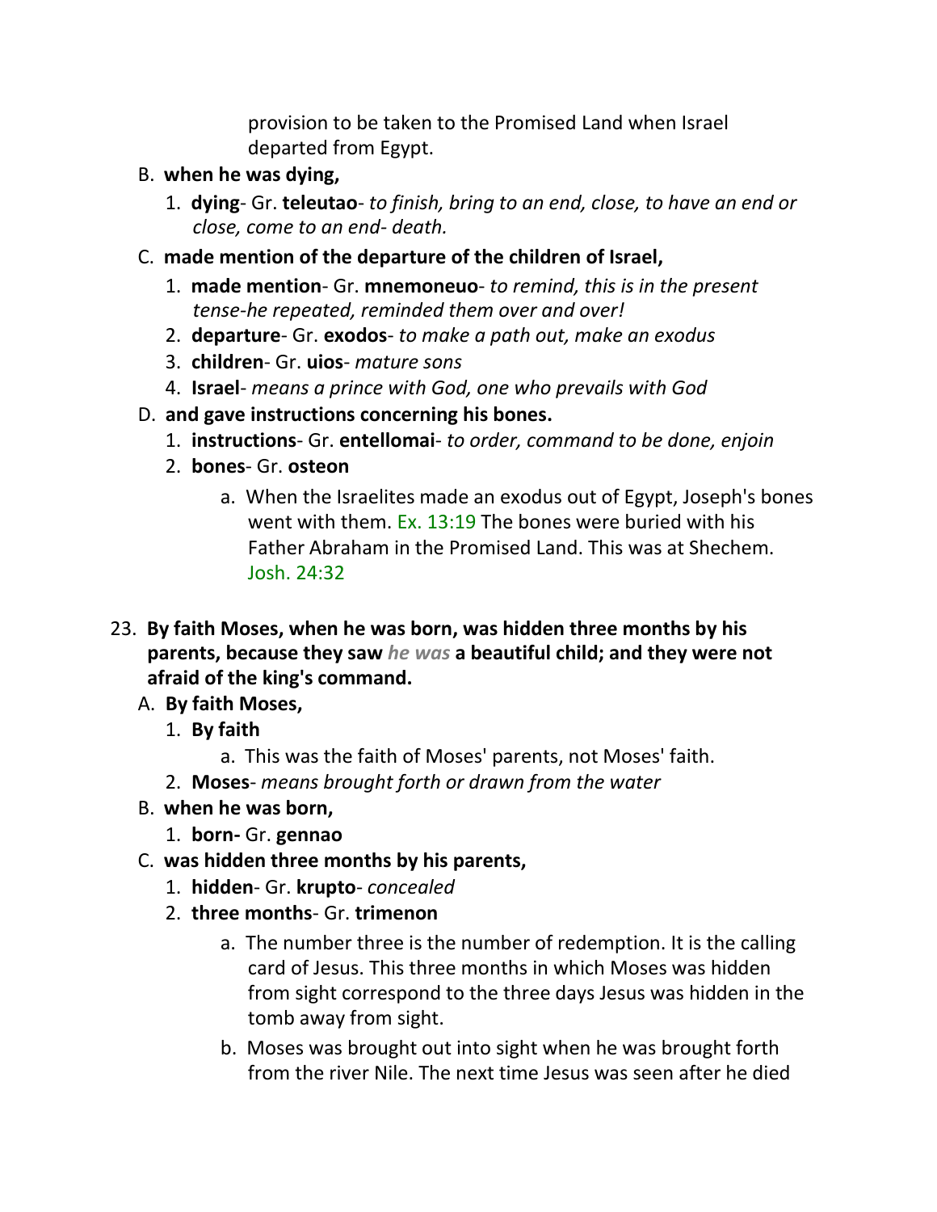provision to be taken to the Promised Land when Israel departed from Egypt.

B. **when he was dying,**

   1. **dying**- Gr. **teleutao**- *to finish, bring to an end, close, to have an end or close, come to an end- death.*

C. **made mention of the departure of the children of Israel,**

   1. **made mention**- Gr. **mnemoneuo**- *to remind, this is in the present tense-he repeated, reminded them over and over!*
   2. **departure**- Gr. **exodos**- *to make a path out, make an exodus*
   3. **children**- Gr. **uios**- *mature sons*
   4. **Israel**- *means a prince with God, one who prevails with God*

D. **and gave instructions concerning his bones.**

   1. **instructions**- Gr. **entellomai**- *to order, command to be done, enjoin*
   2. **bones**- Gr. **osteon**
      a. When the Israelites made an exodus out of Egypt, Joseph's bones went with them. Ex. 13:19 The bones were buried with his Father Abraham in the Promised Land. This was at Shechem. Josh. 24:32

23. **By faith Moses, when he was born, was hidden three months by his parents, because they saw *he was* a beautiful child; and they were not afraid of the king's command.**

A. **By faith Moses,**

   1. **By faith**
      a. This was the faith of Moses' parents, not Moses' faith.
   2. **Moses**- *means brought forth or drawn from the water*

B. **when he was born,**

   1. **born-** Gr. **gennao**

C. **was hidden three months by his parents,**

   1. **hidden**- Gr. **krupto**- *concealed*
   2. **three months**- Gr. **trimenon**
      a. The number three is the number of redemption. It is the calling card of Jesus. This three months in which Moses was hidden from sight correspond to the three days Jesus was hidden in the tomb away from sight.
      b. Moses was brought out into sight when he was brought forth from the river Nile. The next time Jesus was seen after he died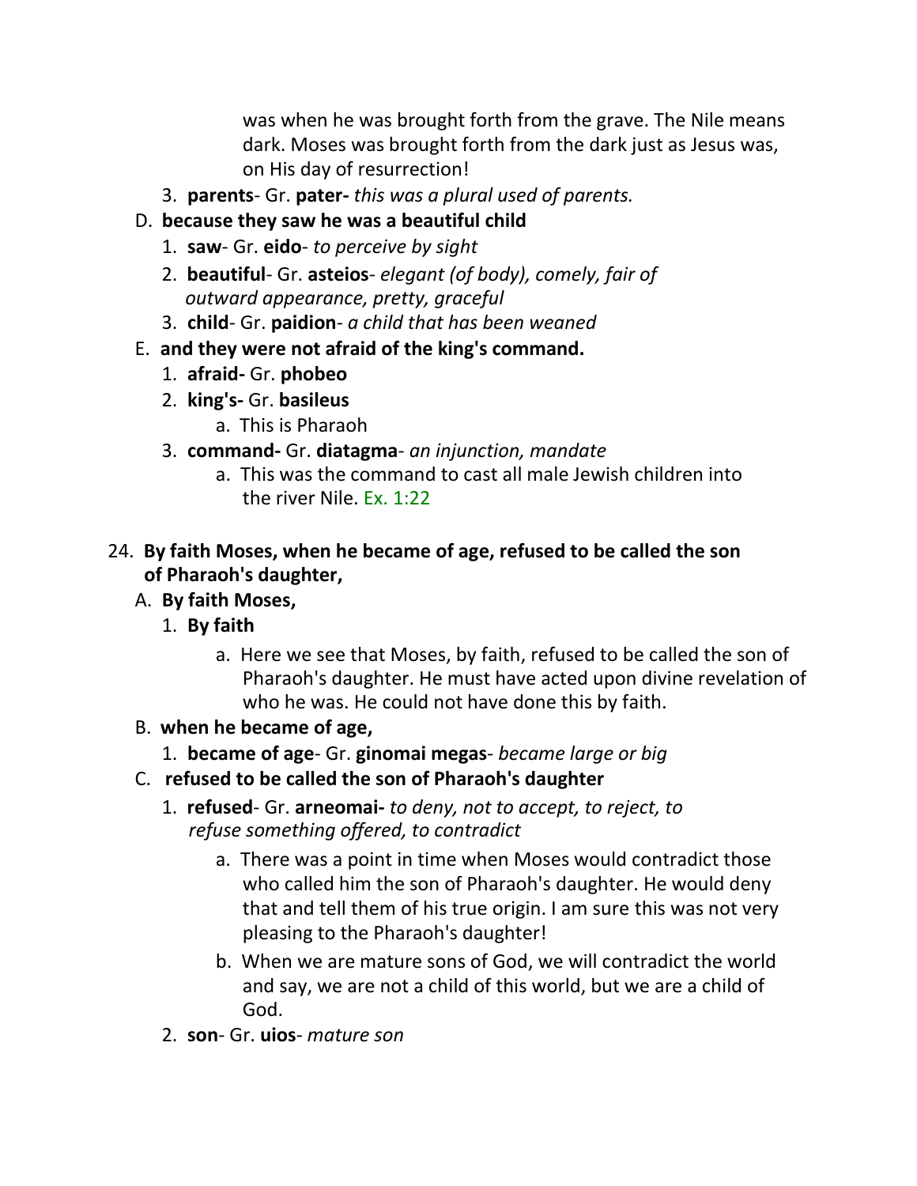was when he was brought forth from the grave. The Nile means dark. Moses was brought forth from the dark just as Jesus was, on His day of resurrection!

3. **parents**- Gr. **pater-** *this was a plural used of parents.*

D. **because they saw he was a beautiful child**

1. **saw**- Gr. **eido**- *to perceive by sight*
2. **beautiful**- Gr. **asteios**- *elegant (of body), comely, fair of outward appearance, pretty, graceful*
3. **child**- Gr. **paidion**- *a child that has been weaned*

E. **and they were not afraid of the king's command.**

1. **afraid-** Gr. **phobeo**
2. **king's-** Gr. **basileus**
   a. This is Pharaoh
3. **command-** Gr. **diatagma**- *an injunction, mandate*
   a. This was the command to cast all male Jewish children into the river Nile. Ex. 1:22

24. **By faith Moses, when he became of age, refused to be called the son of Pharaoh's daughter,**

A. **By faith Moses,**

1. **By faith**
   a. Here we see that Moses, by faith, refused to be called the son of Pharaoh's daughter. He must have acted upon divine revelation of who he was. He could not have done this by faith.

B. **when he became of age,**

1. **became of age**- Gr. **ginomai megas**- *became large or big*

C. **refused to be called the son of Pharaoh's daughter**

1. **refused**- Gr. **arneomai-** *to deny, not to accept, to reject, to refuse something offered, to contradict*
   a. There was a point in time when Moses would contradict those who called him the son of Pharaoh's daughter. He would deny that and tell them of his true origin. I am sure this was not very pleasing to the Pharaoh's daughter!
   b. When we are mature sons of God, we will contradict the world and say, we are not a child of this world, but we are a child of God.
2. **son**- Gr. **uios**- *mature son*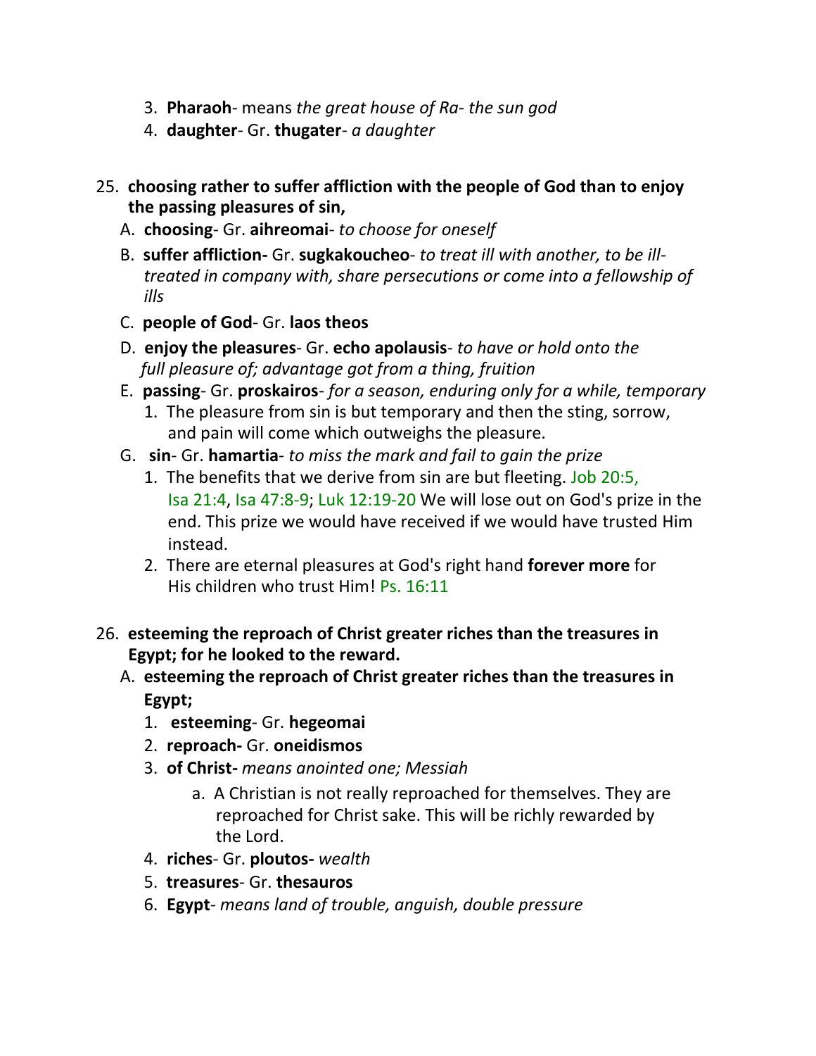3. **Pharaoh**- means *the great house of Ra- the sun god*
4. **daughter**- Gr. **thugater**- *a daughter*

25. **choosing rather to suffer affliction with the people of God than to enjoy the passing pleasures of sin,**
   - A. **choosing**- Gr. **aihreomai**- *to choose for oneself*
   - B. **suffer affliction-** Gr. **sugkakoucheo**- *to treat ill with another, to be ill-treated in company with, share persecutions or come into a fellowship of ills*
   - C. **people of God**- Gr. **laos theos**
   - D. **enjoy the pleasures**- Gr. **echo apolausis**- *to have or hold onto the full pleasure of; advantage got from a thing, fruition*
   - E. **passing**- Gr. **proskairos**- *for a season, enduring only for a while, temporary*
     1. The pleasure from sin is but temporary and then the sting, sorrow, and pain will come which outweighs the pleasure.
   - G. **sin**- Gr. **hamartia**- *to miss the mark and fail to gain the prize*
     1. The benefits that we derive from sin are but fleeting. Job 20:5, Isa 21:4, Isa 47:8-9; Luk 12:19-20 We will lose out on God's prize in the end. This prize we would have received if we would have trusted Him instead.
     2. There are eternal pleasures at God's right hand **forever more** for His children who trust Him! Ps. 16:11

26. **esteeming the reproach of Christ greater riches than the treasures in Egypt; for he looked to the reward.**
   - A. **esteeming the reproach of Christ greater riches than the treasures in Egypt;**
     1. **esteeming**- Gr. **hegeomai**
     2. **reproach-** Gr. **oneidismos**
     3. **of Christ-** *means anointed one; Messiah*
        - a. A Christian is not really reproached for themselves. They are reproached for Christ sake. This will be richly rewarded by the Lord.
     4. **riches**- Gr. **ploutos-** *wealth*
     5. **treasures**- Gr. **thesauros**
     6. **Egypt**- *means land of trouble, anguish, double pressure*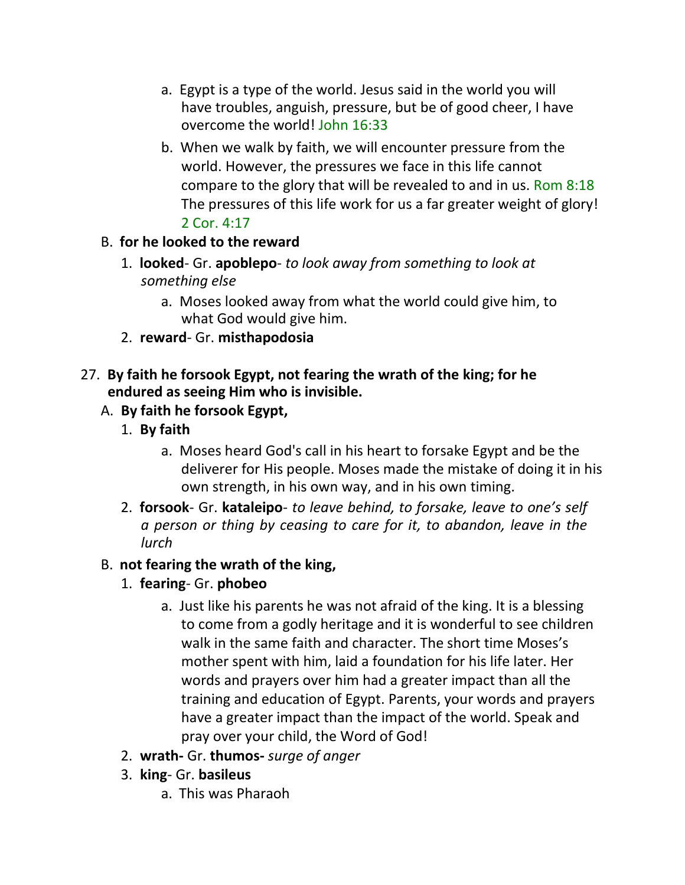a. Egypt is a type of the world. Jesus said in the world you will have troubles, anguish, pressure, but be of good cheer, I have overcome the world! John 16:33

b. When we walk by faith, we will encounter pressure from the world. However, the pressures we face in this life cannot compare to the glory that will be revealed to and in us. Rom 8:18 The pressures of this life work for us a far greater weight of glory! 2 Cor. 4:17

B. **for he looked to the reward**

1. **looked**- Gr. **apoblepo**- *to look away from something to look at something else*

   a. Moses looked away from what the world could give him, to what God would give him.

2. **reward**- Gr. **misthapodosia**

27. **By faith he forsook Egypt, not fearing the wrath of the king; for he endured as seeing Him who is invisible.**

A. **By faith he forsook Egypt,**

1. **By faith**

   a. Moses heard God's call in his heart to forsake Egypt and be the deliverer for His people. Moses made the mistake of doing it in his own strength, in his own way, and in his own timing.

2. **forsook**- Gr. **kataleipo**- *to leave behind, to forsake, leave to one's self a person or thing by ceasing to care for it, to abandon, leave in the lurch*

B. **not fearing the wrath of the king,**

1. **fearing**- Gr. **phobeo**

   a. Just like his parents he was not afraid of the king. It is a blessing to come from a godly heritage and it is wonderful to see children walk in the same faith and character. The short time Moses's mother spent with him, laid a foundation for his life later. Her words and prayers over him had a greater impact than all the training and education of Egypt. Parents, your words and prayers have a greater impact than the impact of the world. Speak and pray over your child, the Word of God!

2. **wrath-** Gr. **thumos-** *surge of anger*

3. **king**- Gr. **basileus**

   a. This was Pharaoh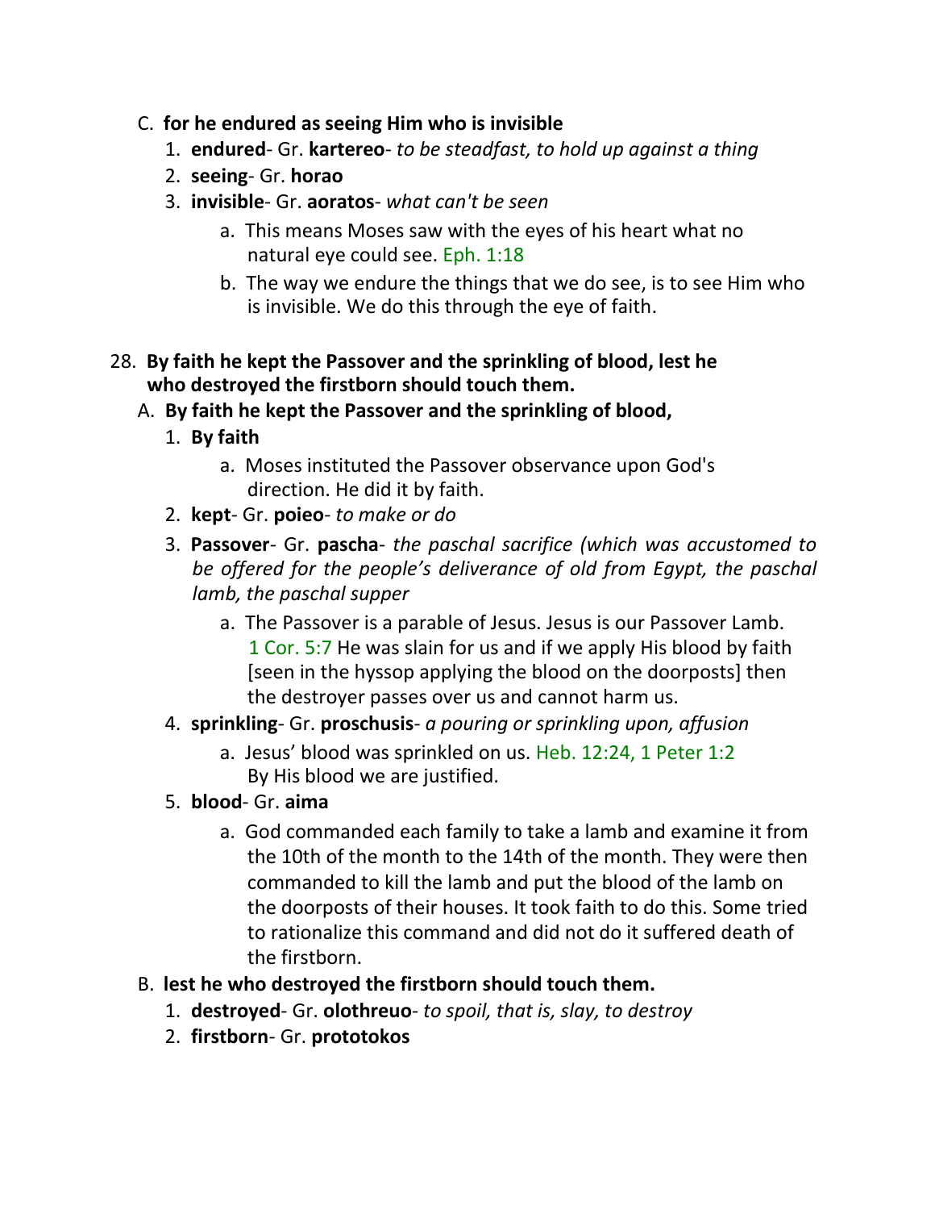C. **for he endured as seeing Him who is invisible**

1. **endured**- Gr. **kartereo**- *to be steadfast, to hold up against a thing*
2. **seeing**- Gr. **horao**
3. **invisible**- Gr. **aoratos**- *what can't be seen*
    a. This means Moses saw with the eyes of his heart what no natural eye could see. Eph. 1:18
    b. The way we endure the things that we do see, is to see Him who is invisible. We do this through the eye of faith.

28. **By faith he kept the Passover and the sprinkling of blood, lest he who destroyed the firstborn should touch them.**

A. **By faith he kept the Passover and the sprinkling of blood,**

1. **By faith**
    a. Moses instituted the Passover observance upon God's direction. He did it by faith.
2. **kept**- Gr. **poieo**- *to make or do*
3. **Passover**- Gr. **pascha**- *the paschal sacrifice (which was accustomed to be offered for the people's deliverance of old from Egypt, the paschal lamb, the paschal supper*
    a. The Passover is a parable of Jesus. Jesus is our Passover Lamb. 1 Cor. 5:7 He was slain for us and if we apply His blood by faith [seen in the hyssop applying the blood on the doorposts] then the destroyer passes over us and cannot harm us.
4. **sprinkling**- Gr. **proschusis**- *a pouring or sprinkling upon, affusion*
    a. Jesus' blood was sprinkled on us. Heb. 12:24, 1 Peter 1:2 By His blood we are justified.
5. **blood**- Gr. **aima**
    a. God commanded each family to take a lamb and examine it from the 10th of the month to the 14th of the month. They were then commanded to kill the lamb and put the blood of the lamb on the doorposts of their houses. It took faith to do this. Some tried to rationalize this command and did not do it suffered death of the firstborn.

B. **lest he who destroyed the firstborn should touch them.**

1. **destroyed**- Gr. **olothreuo**- *to spoil, that is, slay, to destroy*
2. **firstborn**- Gr. **prototokos**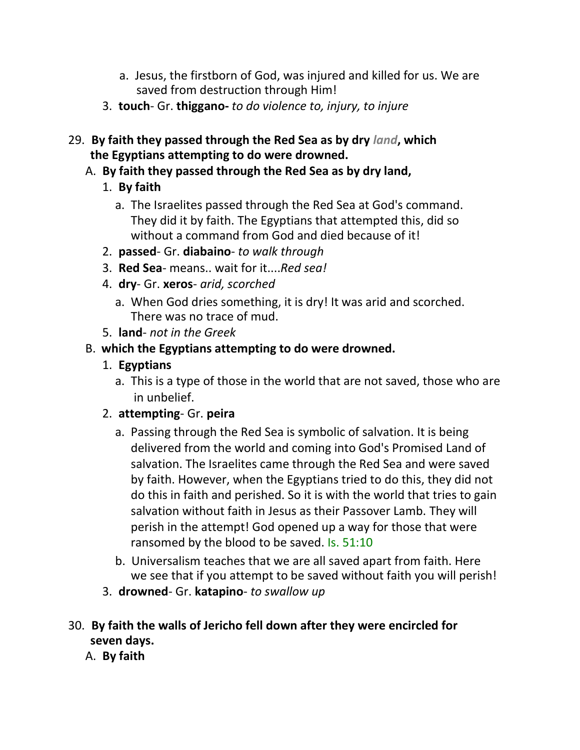a. Jesus, the firstborn of God, was injured and killed for us. We are saved from destruction through Him!

3. **touch**- Gr. **thiggano-** *to do violence to, injury, to injure*

29. **By faith they passed through the Red Sea as by dry *land*, which the Egyptians attempting to do were drowned.**

A. **By faith they passed through the Red Sea as by dry land,**

1. **By faith**

a. The Israelites passed through the Red Sea at God's command. They did it by faith. The Egyptians that attempted this, did so without a command from God and died because of it!

2. **passed**- Gr. **diabaino**- *to walk through*

3. **Red Sea**- means.. wait for it....*Red sea!*

4. **dry**- Gr. **xeros**- *arid, scorched*

a. When God dries something, it is dry! It was arid and scorched. There was no trace of mud.

5. **land**- *not in the Greek*

B. **which the Egyptians attempting to do were drowned.**

1. **Egyptians**

a. This is a type of those in the world that are not saved, those who are in unbelief.

2. **attempting**- Gr. **peira**

a. Passing through the Red Sea is symbolic of salvation. It is being delivered from the world and coming into God's Promised Land of salvation. The Israelites came through the Red Sea and were saved by faith. However, when the Egyptians tried to do this, they did not do this in faith and perished. So it is with the world that tries to gain salvation without faith in Jesus as their Passover Lamb. They will perish in the attempt! God opened up a way for those that were ransomed by the blood to be saved. Is. 51:10

b. Universalism teaches that we are all saved apart from faith. Here we see that if you attempt to be saved without faith you will perish!

3. **drowned**- Gr. **katapino**- *to swallow up*

30. **By faith the walls of Jericho fell down after they were encircled for seven days.**

A. **By faith**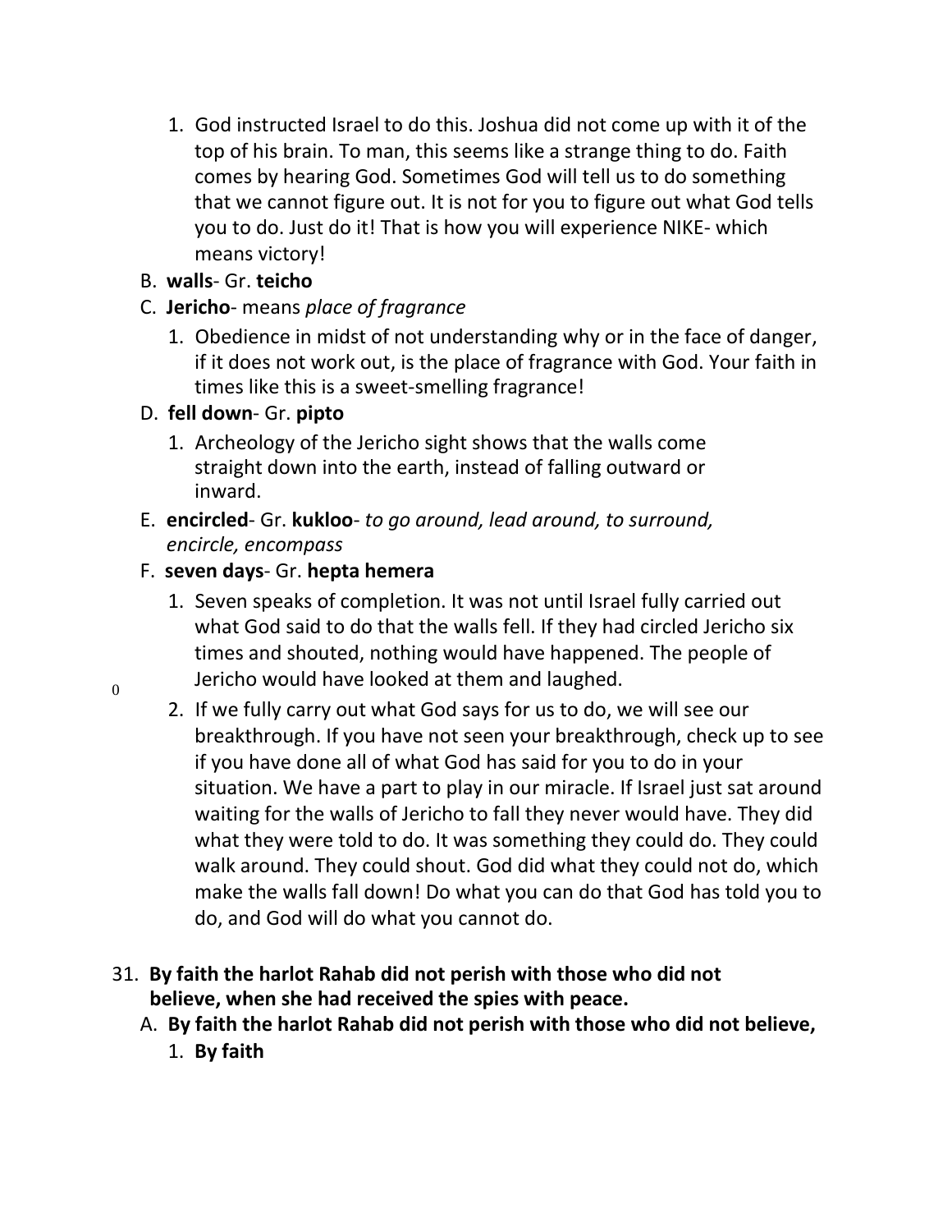1. God instructed Israel to do this. Joshua did not come up with it of the top of his brain. To man, this seems like a strange thing to do. Faith comes by hearing God. Sometimes God will tell us to do something that we cannot figure out. It is not for you to figure out what God tells you to do. Just do it! That is how you will experience NIKE- which means victory!

B. **walls**- Gr. **teicho**

C. **Jericho**- means *place of fragrance*

1. Obedience in midst of not understanding why or in the face of danger, if it does not work out, is the place of fragrance with God. Your faith in times like this is a sweet-smelling fragrance!

D. **fell down**- Gr. **pipto**

1. Archeology of the Jericho sight shows that the walls come straight down into the earth, instead of falling outward or inward.

E. **encircled**- Gr. **kukloo**- *to go around, lead around, to surround, encircle, encompass*

F. **seven days**- Gr. **hepta hemera**

1. Seven speaks of completion. It was not until Israel fully carried out what God said to do that the walls fell. If they had circled Jericho six times and shouted, nothing would have happened. The people of Jericho would have looked at them and laughed.

0

2. If we fully carry out what God says for us to do, we will see our breakthrough. If you have not seen your breakthrough, check up to see if you have done all of what God has said for you to do in your situation. We have a part to play in our miracle. If Israel just sat around waiting for the walls of Jericho to fall they never would have. They did what they were told to do. It was something they could do. They could walk around. They could shout. God did what they could not do, which make the walls fall down! Do what you can do that God has told you to do, and God will do what you cannot do.

31. **By faith the harlot Rahab did not perish with those who did not believe, when she had received the spies with peace.**

A. **By faith the harlot Rahab did not perish with those who did not believe,**

1. **By faith**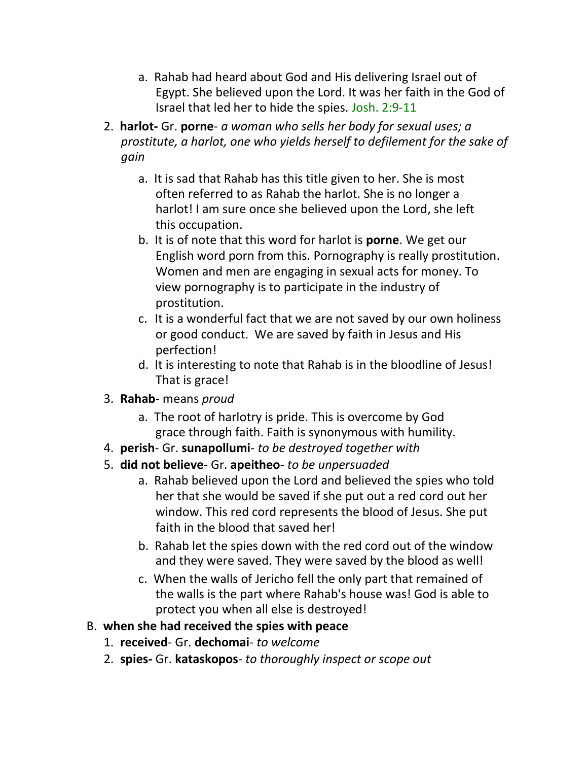a. Rahab had heard about God and His delivering Israel out of Egypt. She believed upon the Lord. It was her faith in the God of Israel that led her to hide the spies. Josh. 2:9-11

2. **harlot-** Gr. **porne**- *a woman who sells her body for sexual uses; a prostitute, a harlot, one who yields herself to defilement for the sake of gain*
   a. It is sad that Rahab has this title given to her. She is most often referred to as Rahab the harlot. She is no longer a harlot! I am sure once she believed upon the Lord, she left this occupation.
   b. It is of note that this word for harlot is **porne**. We get our English word porn from this. Pornography is really prostitution. Women and men are engaging in sexual acts for money. To view pornography is to participate in the industry of prostitution.
   c. It is a wonderful fact that we are not saved by our own holiness or good conduct. We are saved by faith in Jesus and His perfection!
   d. It is interesting to note that Rahab is in the bloodline of Jesus! That is grace!
3. **Rahab**- means *proud*
   a. The root of harlotry is pride. This is overcome by God grace through faith. Faith is synonymous with humility.
4. **perish**- Gr. **sunapollumi**- *to be destroyed together with*
5. **did not believe-** Gr. **apeitheo**- *to be unpersuaded*
   a. Rahab believed upon the Lord and believed the spies who told her that she would be saved if she put out a red cord out her window. This red cord represents the blood of Jesus. She put faith in the blood that saved her!
   b. Rahab let the spies down with the red cord out of the window and they were saved. They were saved by the blood as well!
   c. When the walls of Jericho fell the only part that remained of the walls is the part where Rahab's house was! God is able to protect you when all else is destroyed!

B. **when she had received the spies with peace**
   1. **received**- Gr. **dechomai**- *to welcome*
   2. **spies-** Gr. **kataskopos**- *to thoroughly inspect or scope out*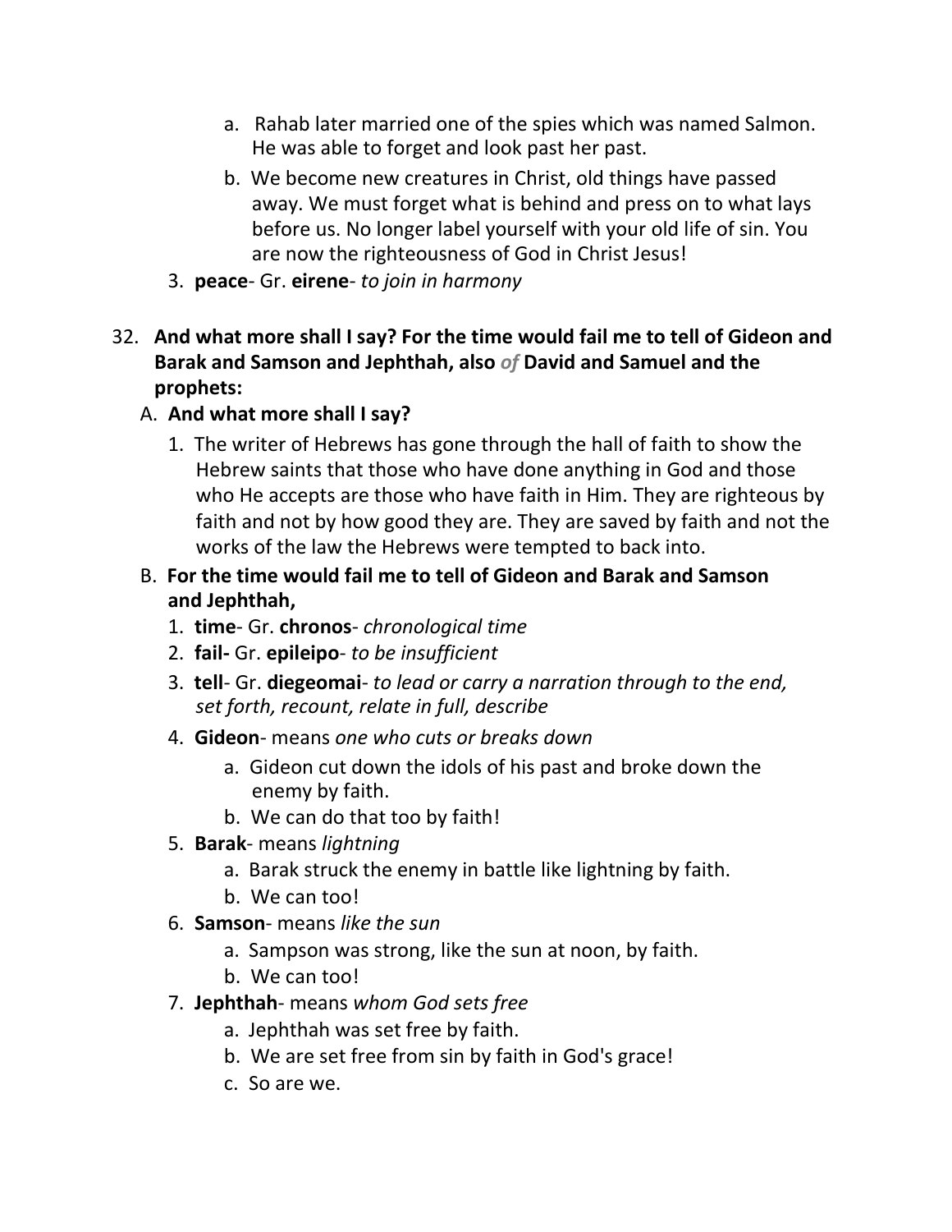a. Rahab later married one of the spies which was named Salmon. He was able to forget and look past her past.
   b. We become new creatures in Christ, old things have passed away. We must forget what is behind and press on to what lays before us. No longer label yourself with your old life of sin. You are now the righteousness of God in Christ Jesus!
3. **peace**- Gr. **eirene**- *to join in harmony*

32. **And what more shall I say? For the time would fail me to tell of Gideon and Barak and Samson and Jephthah, also *of* David and Samuel and the prophets:**
   A. **And what more shall I say?**
      1. The writer of Hebrews has gone through the hall of faith to show the Hebrew saints that those who have done anything in God and those who He accepts are those who have faith in Him. They are righteous by faith and not by how good they are. They are saved by faith and not the works of the law the Hebrews were tempted to back into.
   B. **For the time would fail me to tell of Gideon and Barak and Samson and Jephthah,**
      1. **time**- Gr. **chronos**- *chronological time*
      2. **fail-** Gr. **epileipo**- *to be insufficient*
      3. **tell**- Gr. **diegeomai**- *to lead or carry a narration through to the end, set forth, recount, relate in full, describe*
      4. **Gideon**- means *one who cuts or breaks down*
         a. Gideon cut down the idols of his past and broke down the enemy by faith.
         b. We can do that too by faith!
      5. **Barak**- means *lightning*
         a. Barak struck the enemy in battle like lightning by faith.
         b. We can too!
      6. **Samson**- means *like the sun*
         a. Sampson was strong, like the sun at noon, by faith.
         b. We can too!
      7. **Jephthah**- means *whom God sets free*
         a. Jephthah was set free by faith.
         b. We are set free from sin by faith in God's grace!
         c. So are we.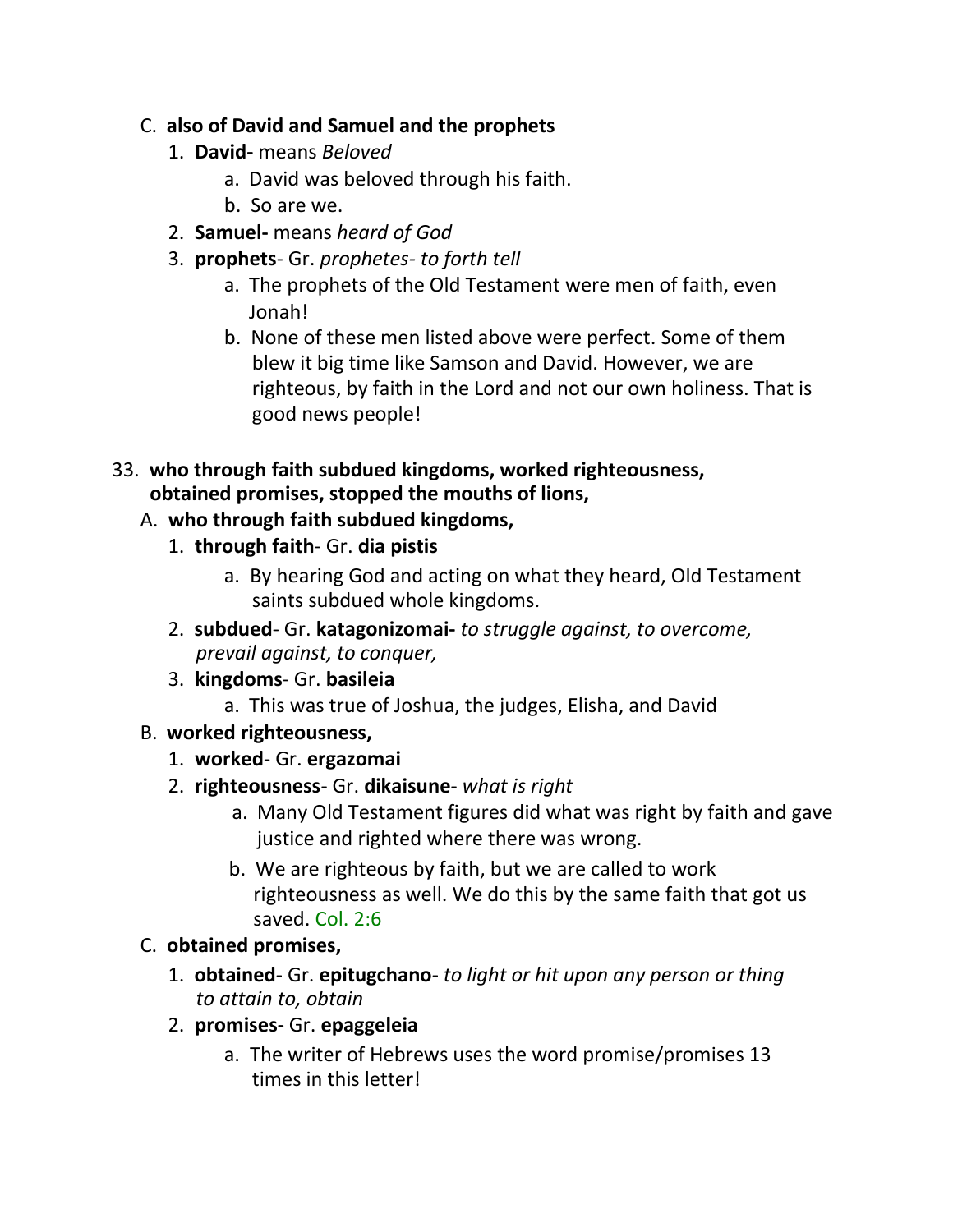C. **also of David and Samuel and the prophets**

1. **David-** means *Beloved*
    a. David was beloved through his faith.
    b. So are we.
2. **Samuel-** means *heard of God*
3. **prophets**- Gr. *prophetes- to forth tell*
    a. The prophets of the Old Testament were men of faith, even Jonah!
    b. None of these men listed above were perfect. Some of them blew it big time like Samson and David. However, we are righteous, by faith in the Lord and not our own holiness. That is good news people!

33. **who through faith subdued kingdoms, worked righteousness, obtained promises, stopped the mouths of lions,**

A. **who through faith subdued kingdoms,**

1. **through faith**- Gr. **dia pistis**
    a. By hearing God and acting on what they heard, Old Testament saints subdued whole kingdoms.
2. **subdued**- Gr. **katagonizomai-** *to struggle against, to overcome, prevail against, to conquer,*
3. **kingdoms**- Gr. **basileia**
    a. This was true of Joshua, the judges, Elisha, and David

B. **worked righteousness,**

1. **worked**- Gr. **ergazomai**
2. **righteousness**- Gr. **dikaisune**- *what is right*
    a. Many Old Testament figures did what was right by faith and gave justice and righted where there was wrong.
    b. We are righteous by faith, but we are called to work righteousness as well. We do this by the same faith that got us saved. Col. 2:6

C. **obtained promises,**

1. **obtained**- Gr. **epitugchano**- *to light or hit upon any person or thing to attain to, obtain*
2. **promises-** Gr. **epaggeleia**
    a. The writer of Hebrews uses the word promise/promises 13 times in this letter!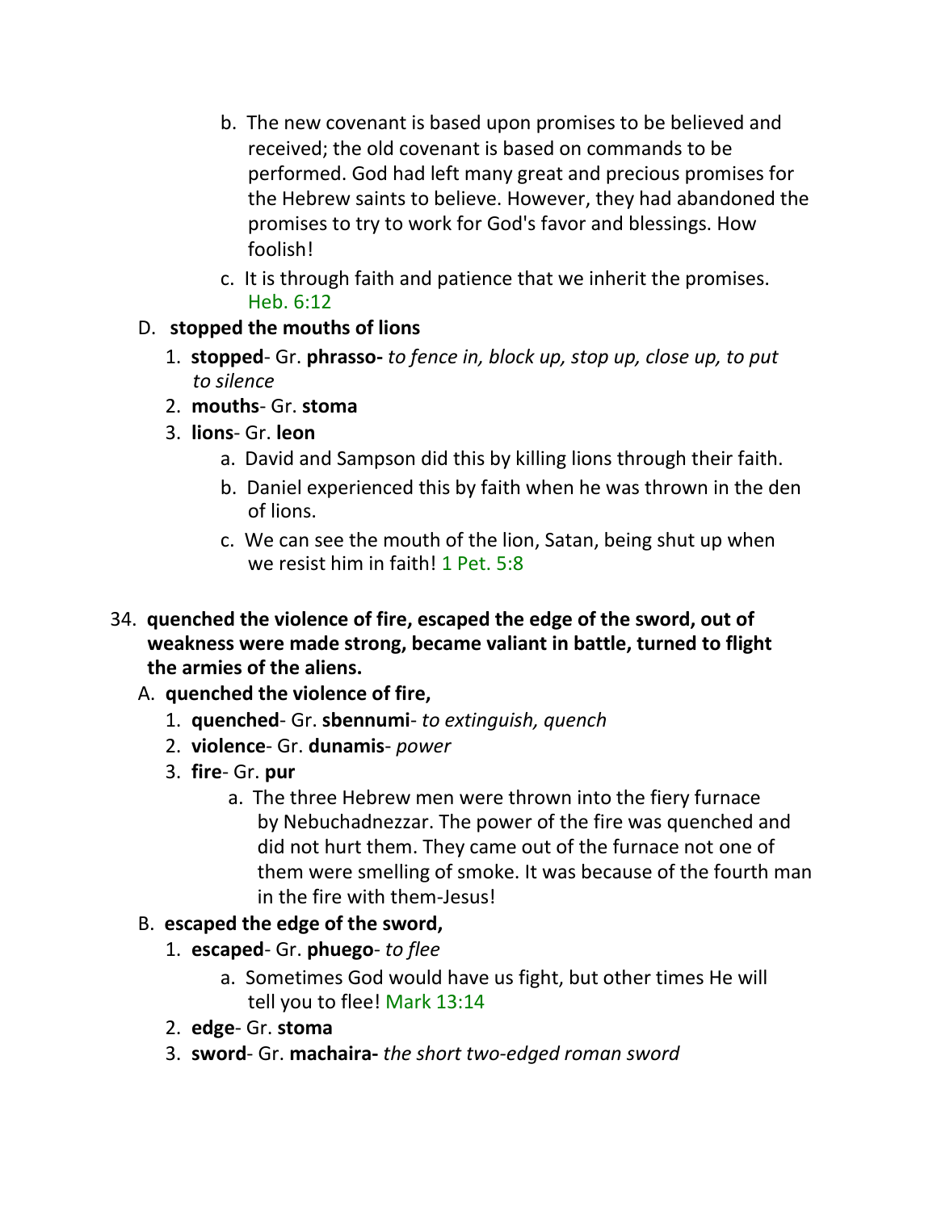b. The new covenant is based upon promises to be believed and received; the old covenant is based on commands to be performed. God had left many great and precious promises for the Hebrew saints to believe. However, they had abandoned the promises to try to work for God's favor and blessings. How foolish!

c. It is through faith and patience that we inherit the promises. Heb. 6:12

D. **stopped the mouths of lions**

1. **stopped**- Gr. **phrasso-** *to fence in, block up, stop up, close up, to put to silence*
2. **mouths**- Gr. **stoma**
3. **lions**- Gr. **leon**
   a. David and Sampson did this by killing lions through their faith.
   b. Daniel experienced this by faith when he was thrown in the den of lions.
   c. We can see the mouth of the lion, Satan, being shut up when we resist him in faith! 1 Pet. 5:8

34. **quenched the violence of fire, escaped the edge of the sword, out of weakness were made strong, became valiant in battle, turned to flight the armies of the aliens.**

A. **quenched the violence of fire,**

1. **quenched**- Gr. **sbennumi**- *to extinguish, quench*
2. **violence**- Gr. **dunamis**- *power*
3. **fire**- Gr. **pur**
   a. The three Hebrew men were thrown into the fiery furnace by Nebuchadnezzar. The power of the fire was quenched and did not hurt them. They came out of the furnace not one of them were smelling of smoke. It was because of the fourth man in the fire with them-Jesus!

B. **escaped the edge of the sword,**

1. **escaped**- Gr. **phuego**- *to flee*
   a. Sometimes God would have us fight, but other times He will tell you to flee! Mark 13:14
2. **edge**- Gr. **stoma**
3. **sword**- Gr. **machaira-** *the short two-edged roman sword*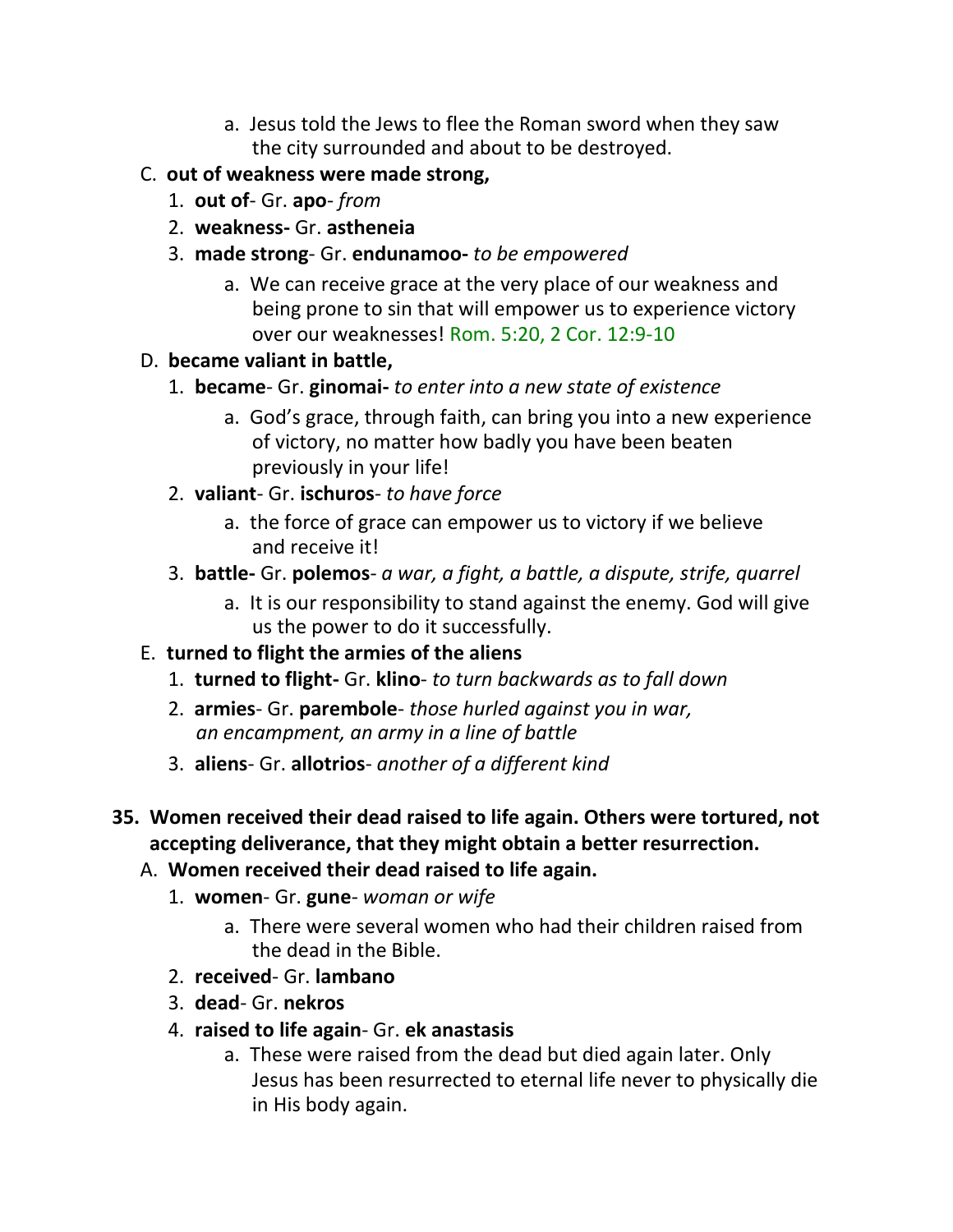a. Jesus told the Jews to flee the Roman sword when they saw the city surrounded and about to be destroyed.

C. **out of weakness were made strong,**
   1. **out of**- Gr. **apo**- *from*
   2. **weakness-** Gr. **astheneia**
   3. **made strong**- Gr. **endunamoo-** *to be empowered*
      a. We can receive grace at the very place of our weakness and being prone to sin that will empower us to experience victory over our weaknesses! Rom. 5:20, 2 Cor. 12:9-10

D. **became valiant in battle,**
   1. **became**- Gr. **ginomai-** *to enter into a new state of existence*
      a. God's grace, through faith, can bring you into a new experience of victory, no matter how badly you have been beaten previously in your life!
   2. **valiant**- Gr. **ischuros**- *to have force*
      a. the force of grace can empower us to victory if we believe and receive it!
   3. **battle-** Gr. **polemos**- *a war, a fight, a battle, a dispute, strife, quarrel*
      a. It is our responsibility to stand against the enemy. God will give us the power to do it successfully.

E. **turned to flight the armies of the aliens**
   1. **turned to flight-** Gr. **klino**- *to turn backwards as to fall down*
   2. **armies**- Gr. **parembole**- *those hurled against you in war, an encampment, an army in a line of battle*
   3. **aliens**- Gr. **allotrios**- *another of a different kind*

35. **Women received their dead raised to life again. Others were tortured, not accepting deliverance, that they might obtain a better resurrection.**

A. **Women received their dead raised to life again.**
   1. **women**- Gr. **gune**- *woman or wife*
      a. There were several women who had their children raised from the dead in the Bible.
   2. **received**- Gr. **lambano**
   3. **dead**- Gr. **nekros**
   4. **raised to life again**- Gr. **ek anastasis**
      a. These were raised from the dead but died again later. Only Jesus has been resurrected to eternal life never to physically die in His body again.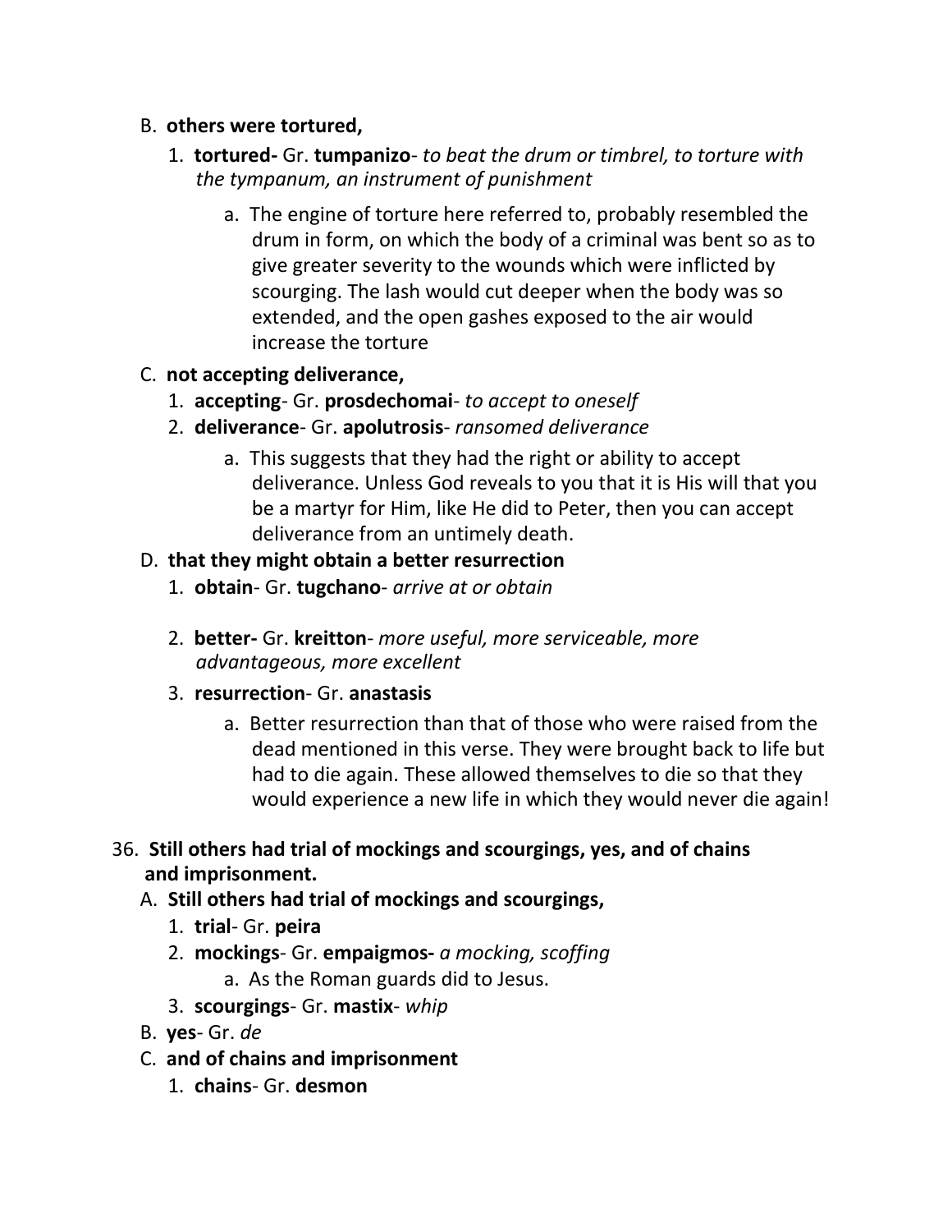B. **others were tortured,**

1. **tortured-** Gr. **tumpanizo**- *to beat the drum or timbrel, to torture with the tympanum, an instrument of punishment*

   a. The engine of torture here referred to, probably resembled the drum in form, on which the body of a criminal was bent so as to give greater severity to the wounds which were inflicted by scourging. The lash would cut deeper when the body was so extended, and the open gashes exposed to the air would increase the torture

C. **not accepting deliverance,**

1. **accepting**- Gr. **prosdechomai**- *to accept to oneself*
2. **deliverance**- Gr. **apolutrosis**- *ransomed deliverance*

   a. This suggests that they had the right or ability to accept deliverance. Unless God reveals to you that it is His will that you be a martyr for Him, like He did to Peter, then you can accept deliverance from an untimely death.

D. **that they might obtain a better resurrection**

1. **obtain**- Gr. **tugchano**- *arrive at or obtain*
2. **better-** Gr. **kreitton**- *more useful, more serviceable, more advantageous, more excellent*
3. **resurrection**- Gr. **anastasis**

   a. Better resurrection than that of those who were raised from the dead mentioned in this verse. They were brought back to life but had to die again. These allowed themselves to die so that they would experience a new life in which they would never die again!

36. **Still others had trial of mockings and scourgings, yes, and of chains and imprisonment.**

A. **Still others had trial of mockings and scourgings,**

1. **trial**- Gr. **peira**
2. **mockings**- Gr. **empaigmos-** *a mocking, scoffing*

   a. As the Roman guards did to Jesus.

3. **scourgings**- Gr. **mastix**- *whip*

B. **yes**- Gr. *de*

C. **and of chains and imprisonment**

1. **chains**- Gr. **desmon**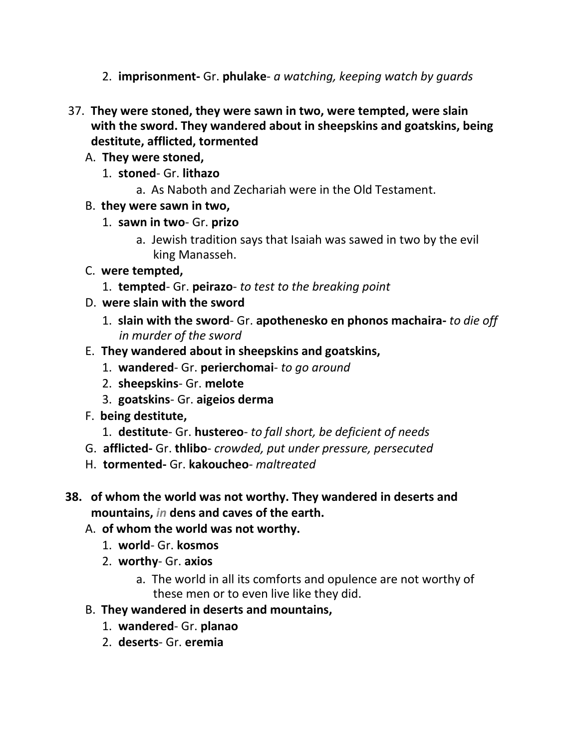2. **imprisonment-** Gr. **phulake**- *a watching, keeping watch by guards*

37. **They were stoned, they were sawn in two, were tempted, were slain with the sword. They wandered about in sheepskins and goatskins, being destitute, afflicted, tormented**
   - A. **They were stoned,**
     1. **stoned**- Gr. **lithazo**
        - a. As Naboth and Zechariah were in the Old Testament.
   - B. **they were sawn in two,**
     1. **sawn in two**- Gr. **prizo**
        - a. Jewish tradition says that Isaiah was sawed in two by the evil king Manasseh.
   - C. **were tempted,**
     1. **tempted**- Gr. **peirazo**- *to test to the breaking point*
   - D. **were slain with the sword**
     1. **slain with the sword**- Gr. **apothenesko en phonos machaira-** *to die off in murder of the sword*
   - E. **They wandered about in sheepskins and goatskins,**
     1. **wandered**- Gr. **perierchomai**- *to go around*
     2. **sheepskins**- Gr. **melote**
     3. **goatskins**- Gr. **aigeios derma**
   - F. **being destitute,**
     1. **destitute**- Gr. **hustereo**- *to fall short, be deficient of needs*
   - G. **afflicted-** Gr. **thlibo**- *crowded, put under pressure, persecuted*
   - H. **tormented-** Gr. **kakoucheo**- *maltreated*

38. **of whom the world was not worthy. They wandered in deserts and mountains, *in* dens and caves of the earth.**
   - A. **of whom the world was not worthy.**
     1. **world**- Gr. **kosmos**
     2. **worthy**- Gr. **axios**
        - a. The world in all its comforts and opulence are not worthy of these men or to even live like they did.
   - B. **They wandered in deserts and mountains,**
     1. **wandered**- Gr. **planao**
     2. **deserts**- Gr. **eremia**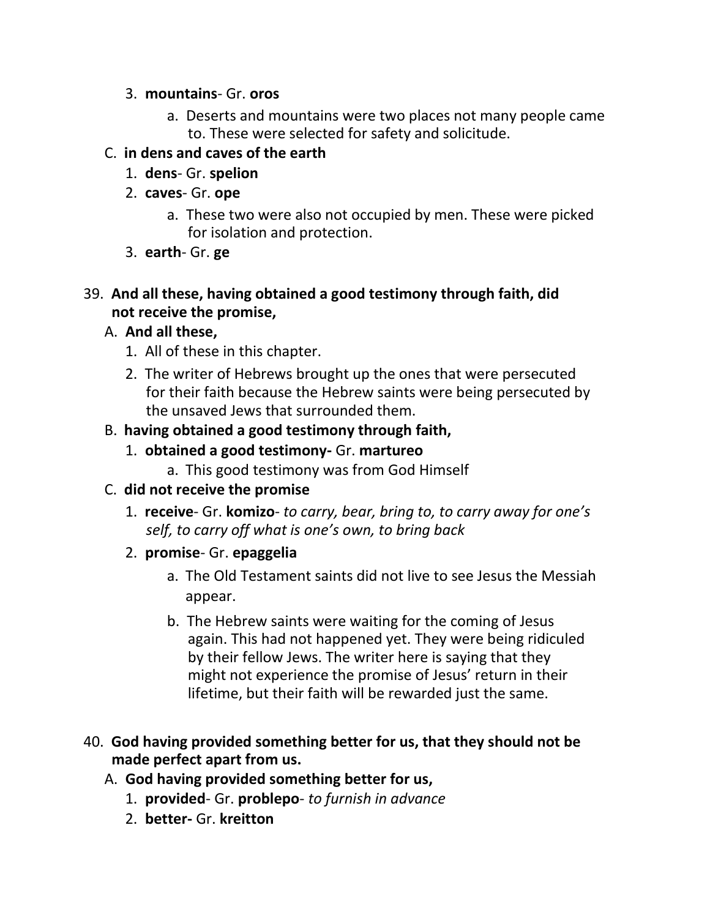3. **mountains**- Gr. **oros**
    a. Deserts and mountains were two places not many people came to. These were selected for safety and solicitude.

C. **in dens and caves of the earth**
1. **dens**- Gr. **spelion**
2. **caves**- Gr. **ope**
    a. These two were also not occupied by men. These were picked for isolation and protection.
3. **earth**- Gr. **ge**

39. **And all these, having obtained a good testimony through faith, did not receive the promise,**

A. **And all these,**
1. All of these in this chapter.
2. The writer of Hebrews brought up the ones that were persecuted for their faith because the Hebrew saints were being persecuted by the unsaved Jews that surrounded them.

B. **having obtained a good testimony through faith,**
1. **obtained a good testimony-** Gr. **martureo**
    a. This good testimony was from God Himself

C. **did not receive the promise**
1. **receive**- Gr. **komizo**- *to carry, bear, bring to, to carry away for one's self, to carry off what is one's own, to bring back*
2. **promise**- Gr. **epaggelia**
    a. The Old Testament saints did not live to see Jesus the Messiah appear.
    b. The Hebrew saints were waiting for the coming of Jesus again. This had not happened yet. They were being ridiculed by their fellow Jews. The writer here is saying that they might not experience the promise of Jesus' return in their lifetime, but their faith will be rewarded just the same.

40. **God having provided something better for us, that they should not be made perfect apart from us.**

A. **God having provided something better for us,**
1. **provided**- Gr. **problepo**- *to furnish in advance*
2. **better-** Gr. **kreitton**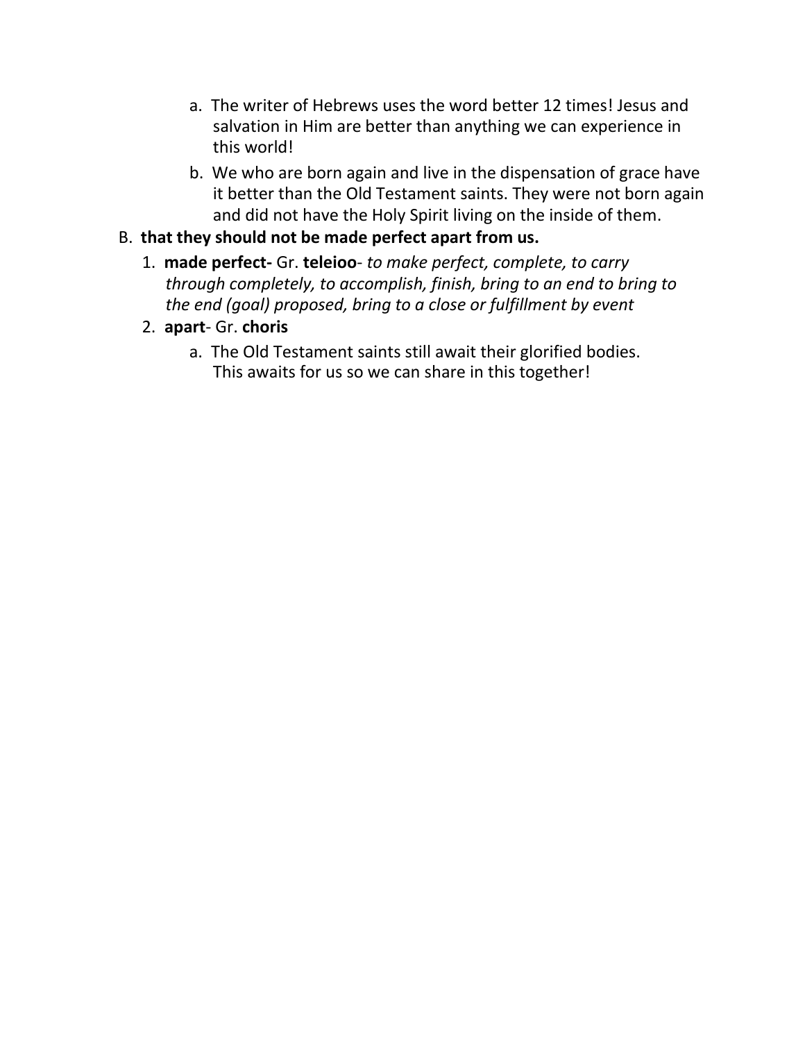a. The writer of Hebrews uses the word better 12 times! Jesus and salvation in Him are better than anything we can experience in this world!

b. We who are born again and live in the dispensation of grace have it better than the Old Testament saints. They were not born again and did not have the Holy Spirit living on the inside of them.

B. **that they should not be made perfect apart from us.**

1. **made perfect-** Gr. **teleioo**- *to make perfect, complete, to carry through completely, to accomplish, finish, bring to an end to bring to the end (goal) proposed, bring to a close or fulfillment by event*

2. **apart**- Gr. **choris**

   a. The Old Testament saints still await their glorified bodies. This awaits for us so we can share in this together!